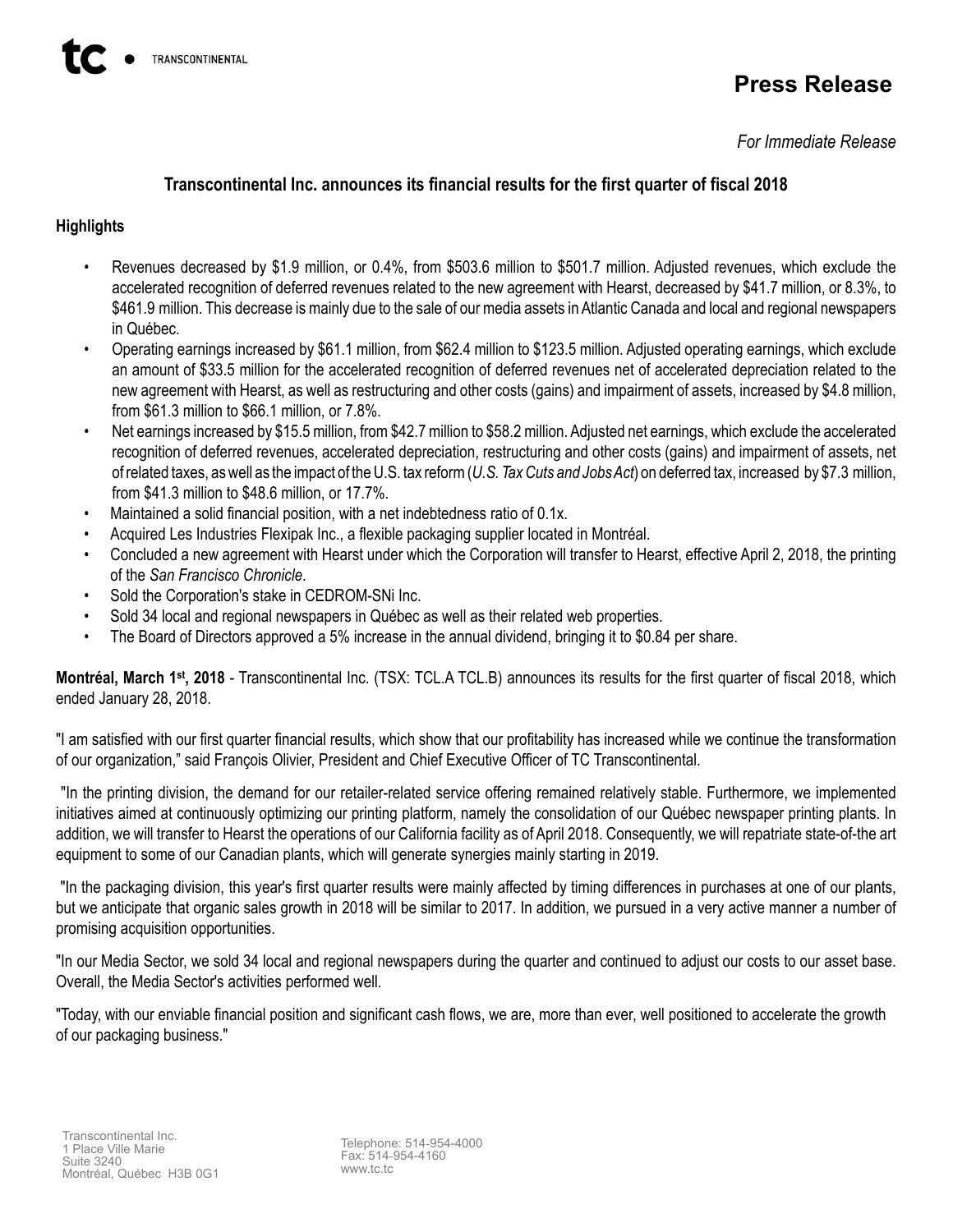# Press Release

*For Immediate Release*

## Transcontinental Inc. announces its financial results for the first quarter of fiscal 2018

### Highlights

- Revenues decreased by $1.9 million, or 0.4%, from $503.6 million to $501.7 million. Adjusted revenues, which exclude the accelerated recognition of deferred revenues related to the new agreement with Hearst, decreased by $41.7 million, or 8.3%, to $461.9 million. This decrease is mainly due to the sale of our media assets in Atlantic Canada and local and regional newspapers in Québec.
- Operating earnings increased by $61.1 million, from $62.4 million to $123.5 million. Adjusted operating earnings, which exclude an amount of $33.5 million for the accelerated recognition of deferred revenues net of accelerated depreciation related to the new agreement with Hearst, as well as restructuring and other costs (gains) and impairment of assets, increased by $4.8 million, from $61.3 million to $66.1 million, or 7.8%.
- Net earnings increased by $15.5 million, from $42.7 million to $58.2 million. Adjusted net earnings, which exclude the accelerated recognition of deferred revenues, accelerated depreciation, restructuring and other costs (gains) and impairment of assets, net of related taxes, as well as the impact of the U.S. tax reform (*U.S. Tax Cuts and Jobs Act*) on deferred tax, increased by $7.3 million, from $41.3 million to $48.6 million, or 17.7%.
- Maintained a solid financial position, with a net indebtedness ratio of 0.1x.
- Acquired Les Industries Flexipak Inc., a flexible packaging supplier located in Montréal.
- Concluded a new agreement with Hearst under which the Corporation will transfer to Hearst, effective April 2, 2018, the printing of the *San Francisco Chronicle*.
- Sold the Corporation's stake in CEDROM-SNi Inc.
- Sold 34 local and regional newspapers in Québec as well as their related web properties.
- The Board of Directors approved a 5% increase in the annual dividend, bringing it to $0.84 per share.

**Montréal, March 1st, 2018** - Transcontinental Inc. (TSX: TCL.A TCL.B) announces its results for the first quarter of fiscal 2018, which ended January 28, 2018.

"I am satisfied with our first quarter financial results, which show that our profitability has increased while we continue the transformation of our organization," said François Olivier, President and Chief Executive Officer of TC Transcontinental.

"In the printing division, the demand for our retailer-related service offering remained relatively stable. Furthermore, we implemented initiatives aimed at continuously optimizing our printing platform, namely the consolidation of our Québec newspaper printing plants. In addition, we will transfer to Hearst the operations of our California facility as of April 2018. Consequently, we will repatriate state-of-the art equipment to some of our Canadian plants, which will generate synergies mainly starting in 2019.

"In the packaging division, this year's first quarter results were mainly affected by timing differences in purchases at one of our plants, but we anticipate that organic sales growth in 2018 will be similar to 2017. In addition, we pursued in a very active manner a number of promising acquisition opportunities.

"In our Media Sector, we sold 34 local and regional newspapers during the quarter and continued to adjust our costs to our asset base. Overall, the Media Sector's activities performed well.

"Today, with our enviable financial position and significant cash flows, we are, more than ever, well positioned to accelerate the growth of our packaging business."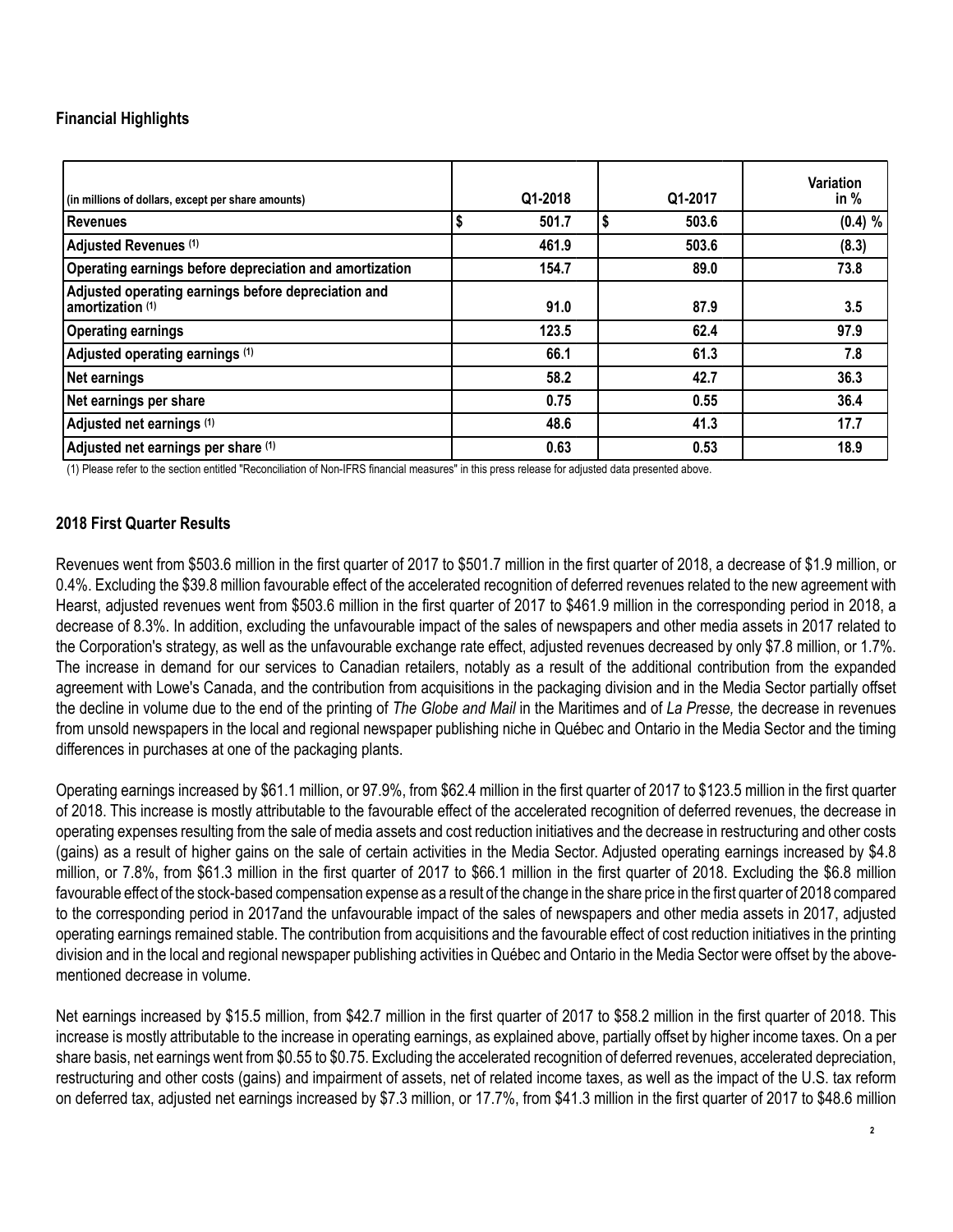## Financial Highlights

| (in millions of dollars, except per share amounts) | Q1-2018 | Q1-2017 | Variation in % |
|---|---|---|---|
| Revenues | $ 501.7 | $ 503.6 | (0.4) % |
| Adjusted Revenues (1) | 461.9 | 503.6 | (8.3) |
| Operating earnings before depreciation and amortization | 154.7 | 89.0 | 73.8 |
| Adjusted operating earnings before depreciation and amortization (1) | 91.0 | 87.9 | 3.5 |
| Operating earnings | 123.5 | 62.4 | 97.9 |
| Adjusted operating earnings (1) | 66.1 | 61.3 | 7.8 |
| Net earnings | 58.2 | 42.7 | 36.3 |
| Net earnings per share | 0.75 | 0.55 | 36.4 |
| Adjusted net earnings (1) | 48.6 | 41.3 | 17.7 |
| Adjusted net earnings per share (1) | 0.63 | 0.53 | 18.9 |

(1) Please refer to the section entitled "Reconciliation of Non-IFRS financial measures" in this press release for adjusted data presented above.

## 2018 First Quarter Results

Revenues went from $503.6 million in the first quarter of 2017 to $501.7 million in the first quarter of 2018, a decrease of $1.9 million, or 0.4%. Excluding the $39.8 million favourable effect of the accelerated recognition of deferred revenues related to the new agreement with Hearst, adjusted revenues went from $503.6 million in the first quarter of 2017 to $461.9 million in the corresponding period in 2018, a decrease of 8.3%. In addition, excluding the unfavourable impact of the sales of newspapers and other media assets in 2017 related to the Corporation's strategy, as well as the unfavourable exchange rate effect, adjusted revenues decreased by only $7.8 million, or 1.7%. The increase in demand for our services to Canadian retailers, notably as a result of the additional contribution from the expanded agreement with Lowe's Canada, and the contribution from acquisitions in the packaging division and in the Media Sector partially offset the decline in volume due to the end of the printing of *The Globe and Mail* in the Maritimes and of *La Presse,* the decrease in revenues from unsold newspapers in the local and regional newspaper publishing niche in Québec and Ontario in the Media Sector and the timing differences in purchases at one of the packaging plants.

Operating earnings increased by $61.1 million, or 97.9%, from $62.4 million in the first quarter of 2017 to $123.5 million in the first quarter of 2018. This increase is mostly attributable to the favourable effect of the accelerated recognition of deferred revenues, the decrease in operating expenses resulting from the sale of media assets and cost reduction initiatives and the decrease in restructuring and other costs (gains) as a result of higher gains on the sale of certain activities in the Media Sector. Adjusted operating earnings increased by $4.8 million, or 7.8%, from $61.3 million in the first quarter of 2017 to $66.1 million in the first quarter of 2018. Excluding the $6.8 million favourable effect of the stock-based compensation expense as a result of the change in the share price in the first quarter of 2018 compared to the corresponding period in 2017and the unfavourable impact of the sales of newspapers and other media assets in 2017, adjusted operating earnings remained stable. The contribution from acquisitions and the favourable effect of cost reduction initiatives in the printing division and in the local and regional newspaper publishing activities in Québec and Ontario in the Media Sector were offset by the above-mentioned decrease in volume.

Net earnings increased by $15.5 million, from $42.7 million in the first quarter of 2017 to $58.2 million in the first quarter of 2018. This increase is mostly attributable to the increase in operating earnings, as explained above, partially offset by higher income taxes. On a per share basis, net earnings went from $0.55 to $0.75. Excluding the accelerated recognition of deferred revenues, accelerated depreciation, restructuring and other costs (gains) and impairment of assets, net of related income taxes, as well as the impact of the U.S. tax reform on deferred tax, adjusted net earnings increased by $7.3 million, or 17.7%, from $41.3 million in the first quarter of 2017 to $48.6 million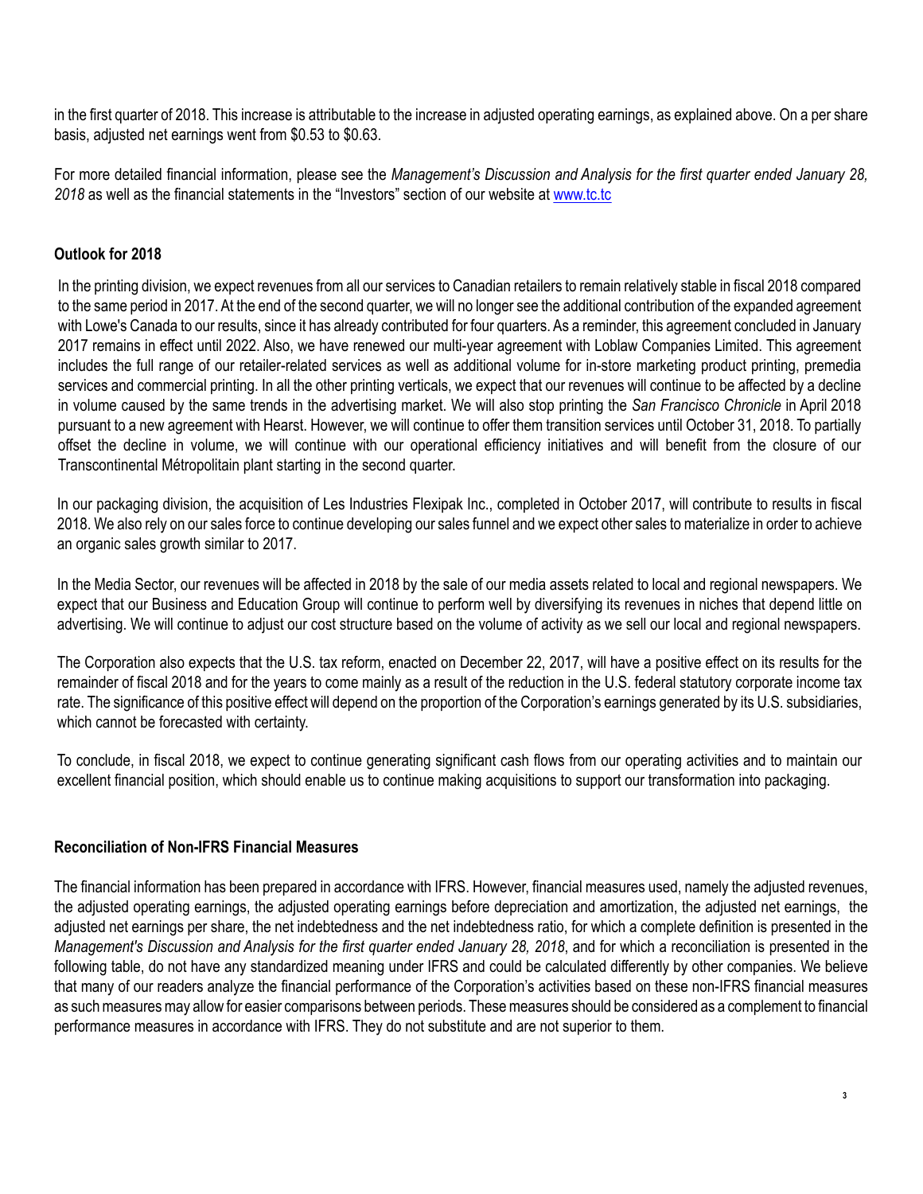in the first quarter of 2018. This increase is attributable to the increase in adjusted operating earnings, as explained above. On a per share basis, adjusted net earnings went from $0.53 to $0.63.

For more detailed financial information, please see the *Management's Discussion and Analysis for the first quarter ended January 28, 2018* as well as the financial statements in the "Investors" section of our website at www.tc.tc

**Outlook for 2018**

In the printing division, we expect revenues from all our services to Canadian retailers to remain relatively stable in fiscal 2018 compared to the same period in 2017. At the end of the second quarter, we will no longer see the additional contribution of the expanded agreement with Lowe's Canada to our results, since it has already contributed for four quarters. As a reminder, this agreement concluded in January 2017 remains in effect until 2022. Also, we have renewed our multi-year agreement with Loblaw Companies Limited. This agreement includes the full range of our retailer-related services as well as additional volume for in-store marketing product printing, premedia services and commercial printing. In all the other printing verticals, we expect that our revenues will continue to be affected by a decline in volume caused by the same trends in the advertising market. We will also stop printing the *San Francisco Chronicle* in April 2018 pursuant to a new agreement with Hearst. However, we will continue to offer them transition services until October 31, 2018. To partially offset the decline in volume, we will continue with our operational efficiency initiatives and will benefit from the closure of our Transcontinental Métropolitain plant starting in the second quarter.

In our packaging division, the acquisition of Les Industries Flexipak Inc., completed in October 2017, will contribute to results in fiscal 2018. We also rely on our sales force to continue developing our sales funnel and we expect other sales to materialize in order to achieve an organic sales growth similar to 2017.

In the Media Sector, our revenues will be affected in 2018 by the sale of our media assets related to local and regional newspapers. We expect that our Business and Education Group will continue to perform well by diversifying its revenues in niches that depend little on advertising. We will continue to adjust our cost structure based on the volume of activity as we sell our local and regional newspapers.

The Corporation also expects that the U.S. tax reform, enacted on December 22, 2017, will have a positive effect on its results for the remainder of fiscal 2018 and for the years to come mainly as a result of the reduction in the U.S. federal statutory corporate income tax rate. The significance of this positive effect will depend on the proportion of the Corporation's earnings generated by its U.S. subsidiaries, which cannot be forecasted with certainty.

To conclude, in fiscal 2018, we expect to continue generating significant cash flows from our operating activities and to maintain our excellent financial position, which should enable us to continue making acquisitions to support our transformation into packaging.

**Reconciliation of Non-IFRS Financial Measures**

The financial information has been prepared in accordance with IFRS. However, financial measures used, namely the adjusted revenues, the adjusted operating earnings, the adjusted operating earnings before depreciation and amortization, the adjusted net earnings, the adjusted net earnings per share, the net indebtedness and the net indebtedness ratio, for which a complete definition is presented in the *Management's Discussion and Analysis for the first quarter ended January 28, 2018*, and for which a reconciliation is presented in the following table, do not have any standardized meaning under IFRS and could be calculated differently by other companies. We believe that many of our readers analyze the financial performance of the Corporation's activities based on these non-IFRS financial measures as such measures may allow for easier comparisons between periods. These measures should be considered as a complement to financial performance measures in accordance with IFRS. They do not substitute and are not superior to them.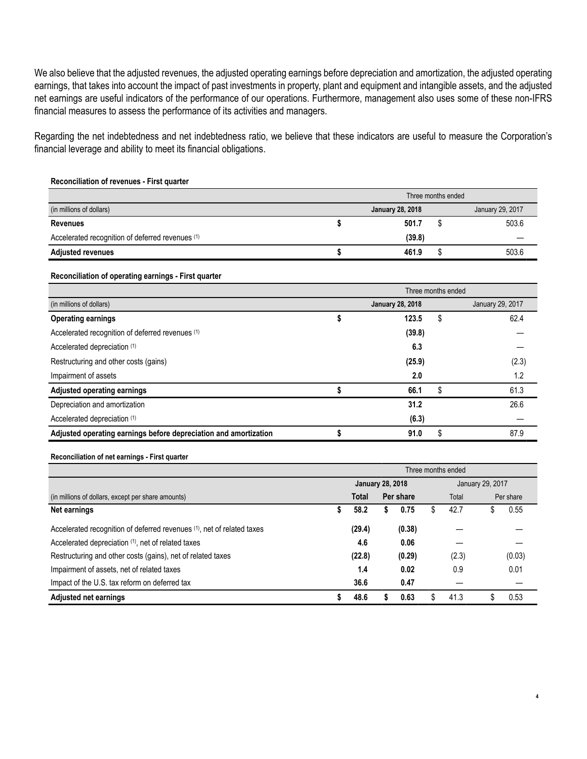We also believe that the adjusted revenues, the adjusted operating earnings before depreciation and amortization, the adjusted operating earnings, that takes into account the impact of past investments in property, plant and equipment and intangible assets, and the adjusted net earnings are useful indicators of the performance of our operations. Furthermore, management also uses some of these non-IFRS financial measures to assess the performance of its activities and managers.

Regarding the net indebtedness and net indebtedness ratio, we believe that these indicators are useful to measure the Corporation's financial leverage and ability to meet its financial obligations.

**Reconciliation of revenues - First quarter**

| | Three months ended | |
|---|---|---|
| (in millions of dollars) | **January 28, 2018** | January 29, 2017 |
| **Revenues** | **$ 501.7** | $ 503.6 |
| Accelerated recognition of deferred revenues (1) | **(39.8)** | — |
| **Adjusted revenues** | **$ 461.9** | $ 503.6 |

**Reconciliation of operating earnings - First quarter**

| | Three months ended | |
|---|---|---|
| (in millions of dollars) | **January 28, 2018** | January 29, 2017 |
| **Operating earnings** | **$ 123.5** | $ 62.4 |
| Accelerated recognition of deferred revenues (1) | **(39.8)** | — |
| Accelerated depreciation (1) | **6.3** | — |
| Restructuring and other costs (gains) | **(25.9)** | (2.3) |
| Impairment of assets | **2.0** | 1.2 |
| **Adjusted operating earnings** | **$ 66.1** | $ 61.3 |
| Depreciation and amortization | **31.2** | 26.6 |
| Accelerated depreciation (1) | **(6.3)** | — |
| **Adjusted operating earnings before depreciation and amortization** | **$ 91.0** | $ 87.9 |

**Reconciliation of net earnings - First quarter**

| | Three months ended | | | |
|---|---|---|---|---|
| | **January 28, 2018** | | January 29, 2017 | |
| (in millions of dollars, except per share amounts) | **Total** | **Per share** | Total | Per share |
| **Net earnings** | **$ 58.2** | **$ 0.75** | $ 42.7 | $ 0.55 |
| Accelerated recognition of deferred revenues (1), net of related taxes | **(29.4)** | **(0.38)** | — | — |
| Accelerated depreciation (1), net of related taxes | **4.6** | **0.06** | — | — |
| Restructuring and other costs (gains), net of related taxes | **(22.8)** | **(0.29)** | (2.3) | (0.03) |
| Impairment of assets, net of related taxes | **1.4** | **0.02** | 0.9 | 0.01 |
| Impact of the U.S. tax reform on deferred tax | **36.6** | **0.47** | — | — |
| **Adjusted net earnings** | **$ 48.6** | **$ 0.63** | $ 41.3 | $ 0.53 |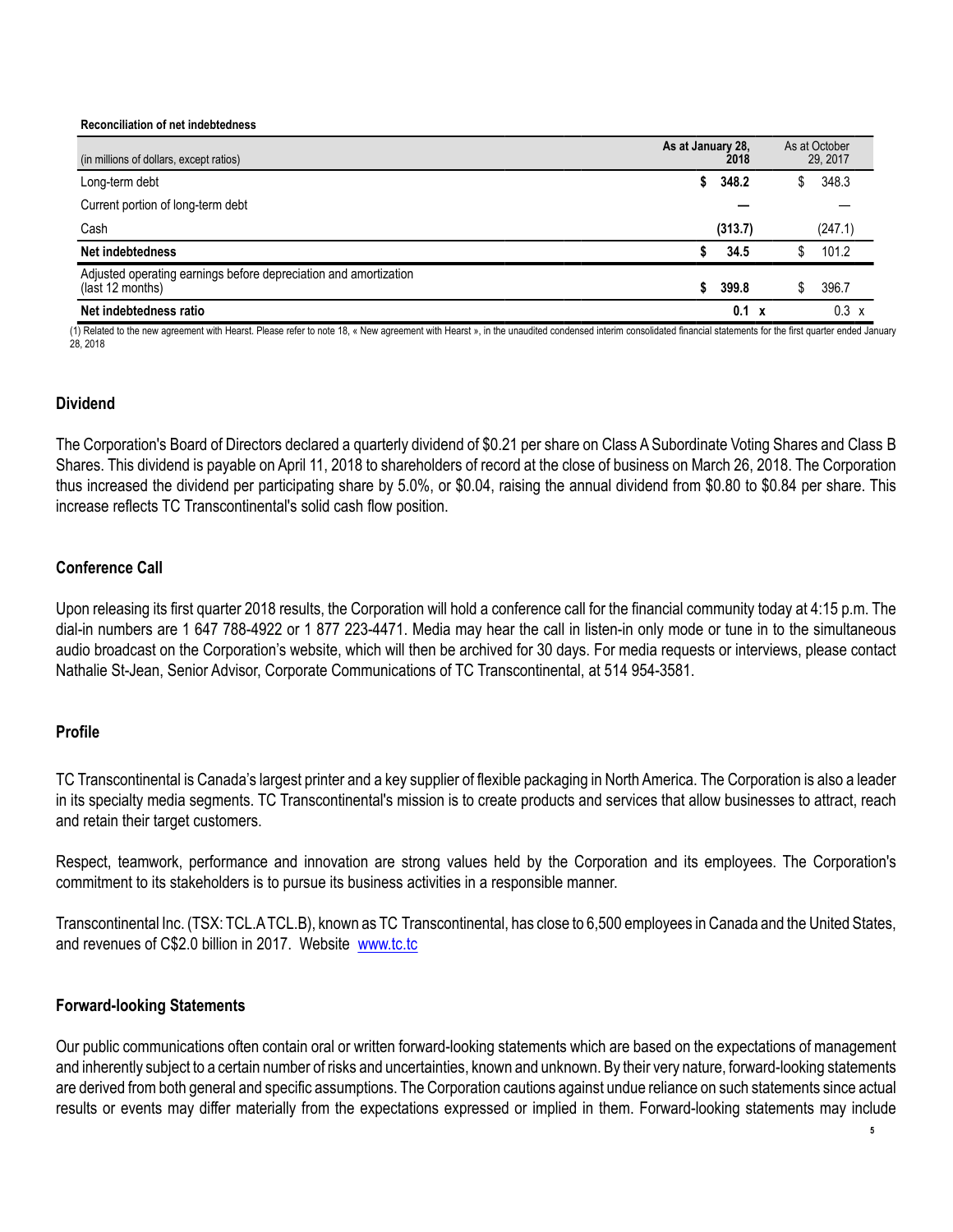**Reconciliation of net indebtedness**

| (in millions of dollars, except ratios) | As at January 28, 2018 | As at October 29, 2017 |
|---|---|---|
| Long-term debt | **$ 348.2** | $ 348.3 |
| Current portion of long-term debt | **—** | — |
| Cash | **(313.7)** | (247.1) |
| **Net indebtedness** | **$ 34.5** | $ 101.2 |
| Adjusted operating earnings before depreciation and amortization (last 12 months) | **$ 399.8** | $ 396.7 |
| **Net indebtedness ratio** | **0.1 x** | 0.3 x |

(1) Related to the new agreement with Hearst. Please refer to note 18, « New agreement with Hearst », in the unaudited condensed interim consolidated financial statements for the first quarter ended January 28, 2018

## Dividend

The Corporation's Board of Directors declared a quarterly dividend of $0.21 per share on Class A Subordinate Voting Shares and Class B Shares. This dividend is payable on April 11, 2018 to shareholders of record at the close of business on March 26, 2018. The Corporation thus increased the dividend per participating share by 5.0%, or $0.04, raising the annual dividend from $0.80 to $0.84 per share. This increase reflects TC Transcontinental's solid cash flow position.

## Conference Call

Upon releasing its first quarter 2018 results, the Corporation will hold a conference call for the financial community today at 4:15 p.m. The dial-in numbers are 1 647 788-4922 or 1 877 223-4471. Media may hear the call in listen-in only mode or tune in to the simultaneous audio broadcast on the Corporation's website, which will then be archived for 30 days. For media requests or interviews, please contact Nathalie St-Jean, Senior Advisor, Corporate Communications of TC Transcontinental, at 514 954-3581.

## Profile

TC Transcontinental is Canada's largest printer and a key supplier of flexible packaging in North America. The Corporation is also a leader in its specialty media segments. TC Transcontinental's mission is to create products and services that allow businesses to attract, reach and retain their target customers.

Respect, teamwork, performance and innovation are strong values held by the Corporation and its employees. The Corporation's commitment to its stakeholders is to pursue its business activities in a responsible manner.

Transcontinental Inc. (TSX: TCL.A TCL.B), known as TC Transcontinental, has close to 6,500 employees in Canada and the United States, and revenues of C$2.0 billion in 2017. Website www.tc.tc

## Forward-looking Statements

Our public communications often contain oral or written forward-looking statements which are based on the expectations of management and inherently subject to a certain number of risks and uncertainties, known and unknown. By their very nature, forward-looking statements are derived from both general and specific assumptions. The Corporation cautions against undue reliance on such statements since actual results or events may differ materially from the expectations expressed or implied in them. Forward-looking statements may include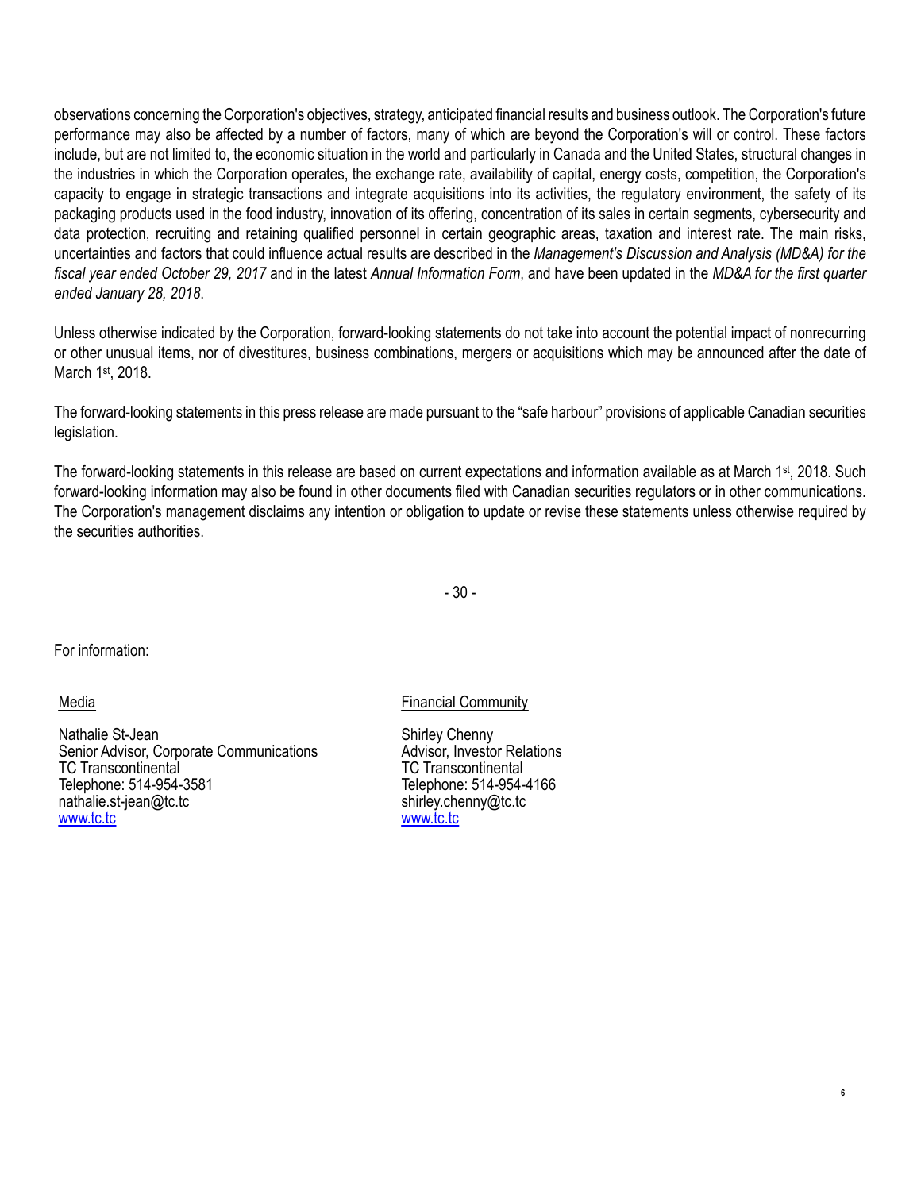observations concerning the Corporation's objectives, strategy, anticipated financial results and business outlook. The Corporation's future performance may also be affected by a number of factors, many of which are beyond the Corporation's will or control. These factors include, but are not limited to, the economic situation in the world and particularly in Canada and the United States, structural changes in the industries in which the Corporation operates, the exchange rate, availability of capital, energy costs, competition, the Corporation's capacity to engage in strategic transactions and integrate acquisitions into its activities, the regulatory environment, the safety of its packaging products used in the food industry, innovation of its offering, concentration of its sales in certain segments, cybersecurity and data protection, recruiting and retaining qualified personnel in certain geographic areas, taxation and interest rate. The main risks, uncertainties and factors that could influence actual results are described in the *Management's Discussion and Analysis (MD&A) for the fiscal year ended October 29, 2017* and in the latest *Annual Information Form*, and have been updated in the *MD&A for the first quarter ended January 28, 2018*.

Unless otherwise indicated by the Corporation, forward-looking statements do not take into account the potential impact of nonrecurring or other unusual items, nor of divestitures, business combinations, mergers or acquisitions which may be announced after the date of March 1st, 2018.

The forward-looking statements in this press release are made pursuant to the “safe harbour” provisions of applicable Canadian securities legislation.

The forward-looking statements in this release are based on current expectations and information available as at March 1st, 2018. Such forward-looking information may also be found in other documents filed with Canadian securities regulators or in other communications. The Corporation's management disclaims any intention or obligation to update or revise these statements unless otherwise required by the securities authorities.

- 30 -

For information:

Media

Nathalie St-Jean
Senior Advisor, Corporate Communications
TC Transcontinental
Telephone: 514-954-3581
nathalie.st-jean@tc.tc
www.tc.tc

Financial Community

Shirley Chenny
Advisor, Investor Relations
TC Transcontinental
Telephone: 514-954-4166
shirley.chenny@tc.tc
www.tc.tc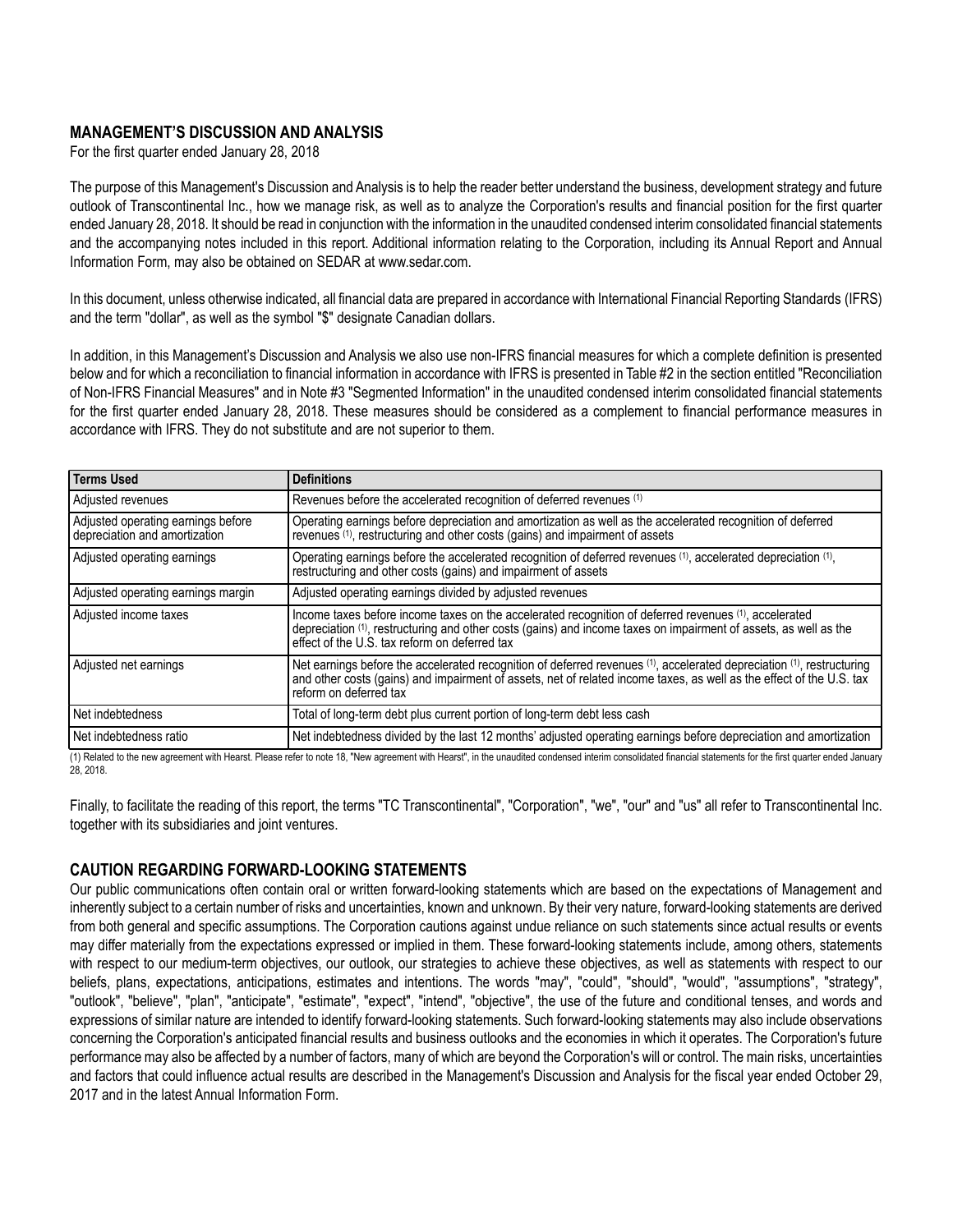## MANAGEMENT'S DISCUSSION AND ANALYSIS

For the first quarter ended January 28, 2018

The purpose of this Management's Discussion and Analysis is to help the reader better understand the business, development strategy and future outlook of Transcontinental Inc., how we manage risk, as well as to analyze the Corporation's results and financial position for the first quarter ended January 28, 2018. It should be read in conjunction with the information in the unaudited condensed interim consolidated financial statements and the accompanying notes included in this report. Additional information relating to the Corporation, including its Annual Report and Annual Information Form, may also be obtained on SEDAR at www.sedar.com.

In this document, unless otherwise indicated, all financial data are prepared in accordance with International Financial Reporting Standards (IFRS) and the term "dollar", as well as the symbol "$" designate Canadian dollars.

In addition, in this Management's Discussion and Analysis we also use non-IFRS financial measures for which a complete definition is presented below and for which a reconciliation to financial information in accordance with IFRS is presented in Table #2 in the section entitled "Reconciliation of Non-IFRS Financial Measures" and in Note #3 "Segmented Information" in the unaudited condensed interim consolidated financial statements for the first quarter ended January 28, 2018. These measures should be considered as a complement to financial performance measures in accordance with IFRS. They do not substitute and are not superior to them.

| Terms Used | Definitions |
|---|---|
| Adjusted revenues | Revenues before the accelerated recognition of deferred revenues (1) |
| Adjusted operating earnings before depreciation and amortization | Operating earnings before depreciation and amortization as well as the accelerated recognition of deferred revenues (1), restructuring and other costs (gains) and impairment of assets |
| Adjusted operating earnings | Operating earnings before the accelerated recognition of deferred revenues (1), accelerated depreciation (1), restructuring and other costs (gains) and impairment of assets |
| Adjusted operating earnings margin | Adjusted operating earnings divided by adjusted revenues |
| Adjusted income taxes | Income taxes before income taxes on the accelerated recognition of deferred revenues (1), accelerated depreciation (1), restructuring and other costs (gains) and income taxes on impairment of assets, as well as the effect of the U.S. tax reform on deferred tax |
| Adjusted net earnings | Net earnings before the accelerated recognition of deferred revenues (1), accelerated depreciation (1), restructuring and other costs (gains) and impairment of assets, net of related income taxes, as well as the effect of the U.S. tax reform on deferred tax |
| Net indebtedness | Total of long-term debt plus current portion of long-term debt less cash |
| Net indebtedness ratio | Net indebtedness divided by the last 12 months' adjusted operating earnings before depreciation and amortization |

(1) Related to the new agreement with Hearst. Please refer to note 18, "New agreement with Hearst", in the unaudited condensed interim consolidated financial statements for the first quarter ended January 28, 2018.

Finally, to facilitate the reading of this report, the terms "TC Transcontinental", "Corporation", "we", "our" and "us" all refer to Transcontinental Inc. together with its subsidiaries and joint ventures.

## CAUTION REGARDING FORWARD-LOOKING STATEMENTS

Our public communications often contain oral or written forward-looking statements which are based on the expectations of Management and inherently subject to a certain number of risks and uncertainties, known and unknown. By their very nature, forward-looking statements are derived from both general and specific assumptions. The Corporation cautions against undue reliance on such statements since actual results or events may differ materially from the expectations expressed or implied in them. These forward-looking statements include, among others, statements with respect to our medium-term objectives, our outlook, our strategies to achieve these objectives, as well as statements with respect to our beliefs, plans, expectations, anticipations, estimates and intentions. The words "may", "could", "should", "would", "assumptions", "strategy", "outlook", "believe", "plan", "anticipate", "estimate", "expect", "intend", "objective", the use of the future and conditional tenses, and words and expressions of similar nature are intended to identify forward-looking statements. Such forward-looking statements may also include observations concerning the Corporation's anticipated financial results and business outlooks and the economies in which it operates. The Corporation's future performance may also be affected by a number of factors, many of which are beyond the Corporation's will or control. The main risks, uncertainties and factors that could influence actual results are described in the Management's Discussion and Analysis for the fiscal year ended October 29, 2017 and in the latest Annual Information Form.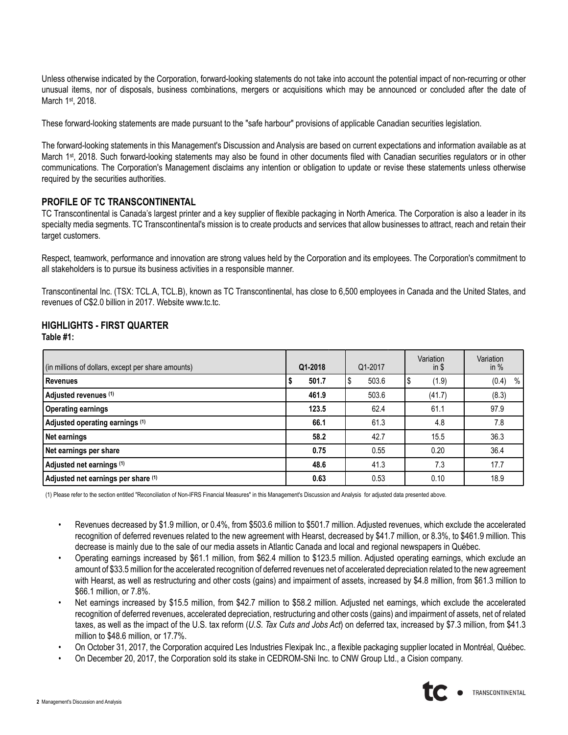Unless otherwise indicated by the Corporation, forward-looking statements do not take into account the potential impact of non-recurring or other unusual items, nor of disposals, business combinations, mergers or acquisitions which may be announced or concluded after the date of March 1st, 2018.

These forward-looking statements are made pursuant to the "safe harbour" provisions of applicable Canadian securities legislation.

The forward-looking statements in this Management's Discussion and Analysis are based on current expectations and information available as at March 1st, 2018. Such forward-looking statements may also be found in other documents filed with Canadian securities regulators or in other communications. The Corporation's Management disclaims any intention or obligation to update or revise these statements unless otherwise required by the securities authorities.

## PROFILE OF TC TRANSCONTINENTAL

TC Transcontinental is Canada's largest printer and a key supplier of flexible packaging in North America. The Corporation is also a leader in its specialty media segments. TC Transcontinental's mission is to create products and services that allow businesses to attract, reach and retain their target customers.

Respect, teamwork, performance and innovation are strong values held by the Corporation and its employees. The Corporation's commitment to all stakeholders is to pursue its business activities in a responsible manner.

Transcontinental Inc. (TSX: TCL.A, TCL.B), known as TC Transcontinental, has close to 6,500 employees in Canada and the United States, and revenues of C$2.0 billion in 2017. Website www.tc.tc.

## HIGHLIGHTS - FIRST QUARTER

**Table #1:**

| (in millions of dollars, except per share amounts) | Q1-2018 | Q1-2017 | Variation in $ | Variation in % |
|---|---|---|---|---|
| **Revenues** | **$ 501.7** | $ 503.6 | $ (1.9) | (0.4) % |
| **Adjusted revenues (1)** | **461.9** | 503.6 | (41.7) | (8.3) |
| **Operating earnings** | **123.5** | 62.4 | 61.1 | 97.9 |
| **Adjusted operating earnings (1)** | **66.1** | 61.3 | 4.8 | 7.8 |
| **Net earnings** | **58.2** | 42.7 | 15.5 | 36.3 |
| **Net earnings per share** | **0.75** | 0.55 | 0.20 | 36.4 |
| **Adjusted net earnings (1)** | **48.6** | 41.3 | 7.3 | 17.7 |
| **Adjusted net earnings per share (1)** | **0.63** | 0.53 | 0.10 | 18.9 |

(1) Please refer to the section entitled "Reconciliation of Non-IFRS Financial Measures" in this Management's Discussion and Analysis for adjusted data presented above.

- Revenues decreased by $1.9 million, or 0.4%, from $503.6 million to $501.7 million. Adjusted revenues, which exclude the accelerated recognition of deferred revenues related to the new agreement with Hearst, decreased by $41.7 million, or 8.3%, to $461.9 million. This decrease is mainly due to the sale of our media assets in Atlantic Canada and local and regional newspapers in Québec.
- Operating earnings increased by $61.1 million, from $62.4 million to $123.5 million. Adjusted operating earnings, which exclude an amount of $33.5 million for the accelerated recognition of deferred revenues net of accelerated depreciation related to the new agreement with Hearst, as well as restructuring and other costs (gains) and impairment of assets, increased by $4.8 million, from $61.3 million to $66.1 million, or 7.8%.
- Net earnings increased by $15.5 million, from $42.7 million to $58.2 million. Adjusted net earnings, which exclude the accelerated recognition of deferred revenues, accelerated depreciation, restructuring and other costs (gains) and impairment of assets, net of related taxes, as well as the impact of the U.S. tax reform (*U.S. Tax Cuts and Jobs Act*) on deferred tax, increased by $7.3 million, from $41.3 million to $48.6 million, or 17.7%.
- On October 31, 2017, the Corporation acquired Les Industries Flexipak Inc., a flexible packaging supplier located in Montréal, Québec.
- On December 20, 2017, the Corporation sold its stake in CEDROM-SNi Inc. to CNW Group Ltd., a Cision company.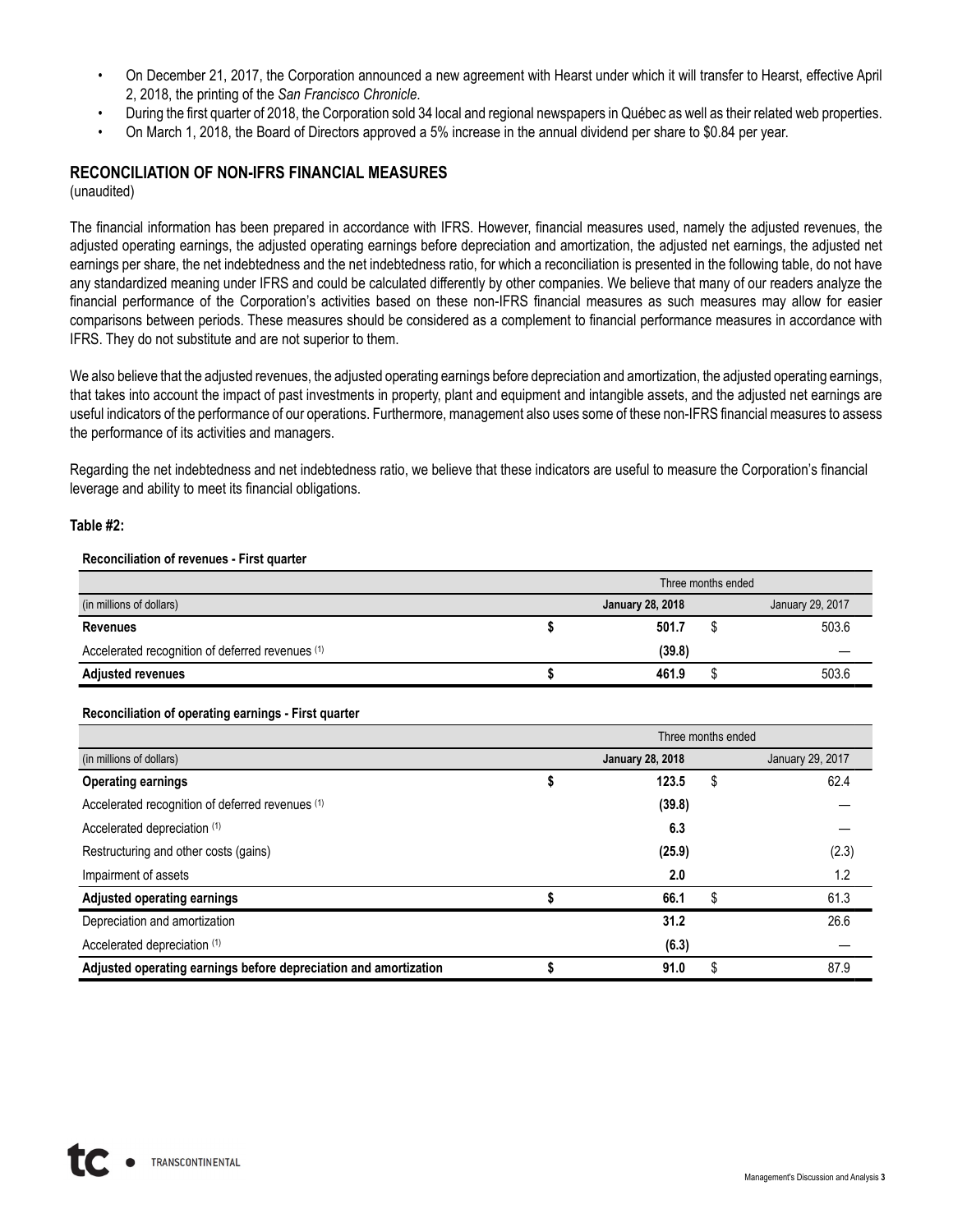- On December 21, 2017, the Corporation announced a new agreement with Hearst under which it will transfer to Hearst, effective April 2, 2018, the printing of the *San Francisco Chronicle*.
- During the first quarter of 2018, the Corporation sold 34 local and regional newspapers in Québec as well as their related web properties.
- On March 1, 2018, the Board of Directors approved a 5% increase in the annual dividend per share to $0.84 per year.

## RECONCILIATION OF NON-IFRS FINANCIAL MEASURES

(unaudited)

The financial information has been prepared in accordance with IFRS. However, financial measures used, namely the adjusted revenues, the adjusted operating earnings, the adjusted operating earnings before depreciation and amortization, the adjusted net earnings, the adjusted net earnings per share, the net indebtedness and the net indebtedness ratio, for which a reconciliation is presented in the following table, do not have any standardized meaning under IFRS and could be calculated differently by other companies. We believe that many of our readers analyze the financial performance of the Corporation's activities based on these non-IFRS financial measures as such measures may allow for easier comparisons between periods. These measures should be considered as a complement to financial performance measures in accordance with IFRS. They do not substitute and are not superior to them.

We also believe that the adjusted revenues, the adjusted operating earnings before depreciation and amortization, the adjusted operating earnings, that takes into account the impact of past investments in property, plant and equipment and intangible assets, and the adjusted net earnings are useful indicators of the performance of our operations. Furthermore, management also uses some of these non-IFRS financial measures to assess the performance of its activities and managers.

Regarding the net indebtedness and net indebtedness ratio, we believe that these indicators are useful to measure the Corporation's financial leverage and ability to meet its financial obligations.

**Table #2:**

**Reconciliation of revenues - First quarter**

| | Three months ended | |
|---|---|---|
| (in millions of dollars) | **January 28, 2018** | January 29, 2017 |
| **Revenues** | **$ 501.7** | $ 503.6 |
| Accelerated recognition of deferred revenues (1) | **(39.8)** | — |
| **Adjusted revenues** | **$ 461.9** | $ 503.6 |

**Reconciliation of operating earnings - First quarter**

| | Three months ended | |
|---|---|---|
| (in millions of dollars) | **January 28, 2018** | January 29, 2017 |
| **Operating earnings** | **$ 123.5** | $ 62.4 |
| Accelerated recognition of deferred revenues (1) | **(39.8)** | — |
| Accelerated depreciation (1) | **6.3** | — |
| Restructuring and other costs (gains) | **(25.9)** | (2.3) |
| Impairment of assets | **2.0** | 1.2 |
| **Adjusted operating earnings** | **$ 66.1** | $ 61.3 |
| Depreciation and amortization | **31.2** | 26.6 |
| Accelerated depreciation (1) | **(6.3)** | — |
| **Adjusted operating earnings before depreciation and amortization** | **$ 91.0** | $ 87.9 |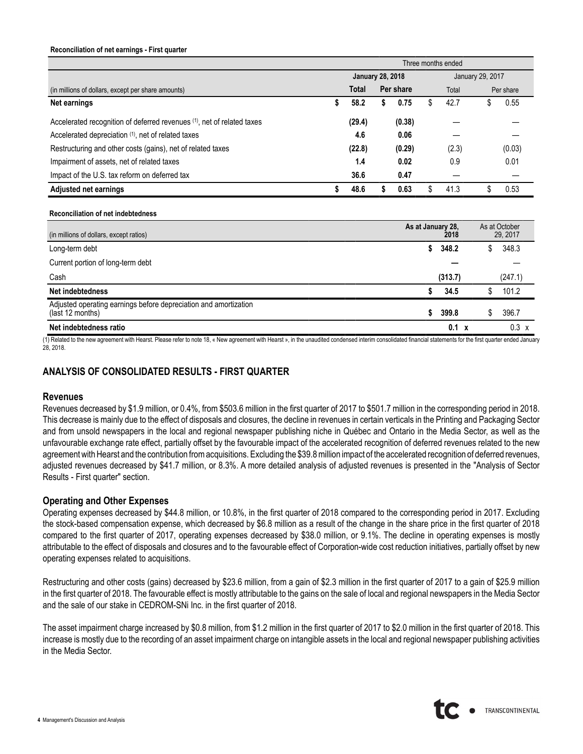**Reconciliation of net earnings - First quarter**

| | Three months ended | | | |
|---|---|---|---|---|
| | **January 28, 2018** | | January 29, 2017 | |
| (in millions of dollars, except per share amounts) | **Total** | **Per share** | Total | Per share |
| **Net earnings** | **$ 58.2** | **$ 0.75** | $ 42.7 | $ 0.55 |
| Accelerated recognition of deferred revenues [1], net of related taxes | **(29.4)** | **(0.38)** | — | — |
| Accelerated depreciation [1], net of related taxes | **4.6** | **0.06** | — | — |
| Restructuring and other costs (gains), net of related taxes | **(22.8)** | **(0.29)** | (2.3) | (0.03) |
| Impairment of assets, net of related taxes | **1.4** | **0.02** | 0.9 | 0.01 |
| Impact of the U.S. tax reform on deferred tax | **36.6** | **0.47** | — | — |
| **Adjusted net earnings** | **$ 48.6** | **$ 0.63** | $ 41.3 | $ 0.53 |

**Reconciliation of net indebtedness**

| (in millions of dollars, except ratios) | **As at January 28, 2018** | As at October 29, 2017 |
|---|---|---|
| Long-term debt | **$ 348.2** | $ 348.3 |
| Current portion of long-term debt | **—** | — |
| Cash | **(313.7)** | (247.1) |
| **Net indebtedness** | **$ 34.5** | $ 101.2 |
| Adjusted operating earnings before depreciation and amortization (last 12 months) | **$ 399.8** | $ 396.7 |
| **Net indebtedness ratio** | **0.1 x** | 0.3 x |

(1) Related to the new agreement with Hearst. Please refer to note 18, « New agreement with Hearst », in the unaudited condensed interim consolidated financial statements for the first quarter ended January 28, 2018.

## ANALYSIS OF CONSOLIDATED RESULTS - FIRST QUARTER

### Revenues

Revenues decreased by $1.9 million, or 0.4%, from $503.6 million in the first quarter of 2017 to $501.7 million in the corresponding period in 2018. This decrease is mainly due to the effect of disposals and closures, the decline in revenues in certain verticals in the Printing and Packaging Sector and from unsold newspapers in the local and regional newspaper publishing niche in Québec and Ontario in the Media Sector, as well as the unfavourable exchange rate effect, partially offset by the favourable impact of the accelerated recognition of deferred revenues related to the new agreement with Hearst and the contribution from acquisitions. Excluding the $39.8 million impact of the accelerated recognition of deferred revenues, adjusted revenues decreased by $41.7 million, or 8.3%. A more detailed analysis of adjusted revenues is presented in the "Analysis of Sector Results - First quarter" section.

### Operating and Other Expenses

Operating expenses decreased by $44.8 million, or 10.8%, in the first quarter of 2018 compared to the corresponding period in 2017. Excluding the stock-based compensation expense, which decreased by $6.8 million as a result of the change in the share price in the first quarter of 2018 compared to the first quarter of 2017, operating expenses decreased by $38.0 million, or 9.1%. The decline in operating expenses is mostly attributable to the effect of disposals and closures and to the favourable effect of Corporation-wide cost reduction initiatives, partially offset by new operating expenses related to acquisitions.

Restructuring and other costs (gains) decreased by $23.6 million, from a gain of $2.3 million in the first quarter of 2017 to a gain of $25.9 million in the first quarter of 2018. The favourable effect is mostly attributable to the gains on the sale of local and regional newspapers in the Media Sector and the sale of our stake in CEDROM-SNi Inc. in the first quarter of 2018.

The asset impairment charge increased by $0.8 million, from $1.2 million in the first quarter of 2017 to $2.0 million in the first quarter of 2018. This increase is mostly due to the recording of an asset impairment charge on intangible assets in the local and regional newspaper publishing activities in the Media Sector.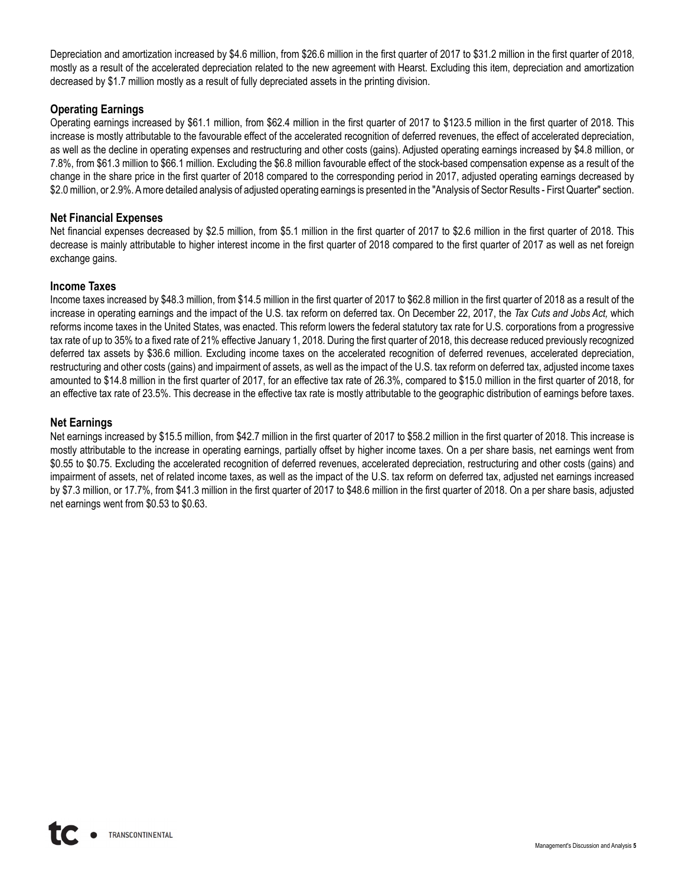Depreciation and amortization increased by $4.6 million, from $26.6 million in the first quarter of 2017 to $31.2 million in the first quarter of 2018, mostly as a result of the accelerated depreciation related to the new agreement with Hearst. Excluding this item, depreciation and amortization decreased by $1.7 million mostly as a result of fully depreciated assets in the printing division.

### Operating Earnings

Operating earnings increased by $61.1 million, from $62.4 million in the first quarter of 2017 to $123.5 million in the first quarter of 2018. This increase is mostly attributable to the favourable effect of the accelerated recognition of deferred revenues, the effect of accelerated depreciation, as well as the decline in operating expenses and restructuring and other costs (gains). Adjusted operating earnings increased by $4.8 million, or 7.8%, from $61.3 million to $66.1 million. Excluding the $6.8 million favourable effect of the stock-based compensation expense as a result of the change in the share price in the first quarter of 2018 compared to the corresponding period in 2017, adjusted operating earnings decreased by $2.0 million, or 2.9%. A more detailed analysis of adjusted operating earnings is presented in the "Analysis of Sector Results - First Quarter" section.

### Net Financial Expenses

Net financial expenses decreased by $2.5 million, from $5.1 million in the first quarter of 2017 to $2.6 million in the first quarter of 2018. This decrease is mainly attributable to higher interest income in the first quarter of 2018 compared to the first quarter of 2017 as well as net foreign exchange gains.

### Income Taxes

Income taxes increased by $48.3 million, from $14.5 million in the first quarter of 2017 to $62.8 million in the first quarter of 2018 as a result of the increase in operating earnings and the impact of the U.S. tax reform on deferred tax. On December 22, 2017, the *Tax Cuts and Jobs Act,* which reforms income taxes in the United States, was enacted. This reform lowers the federal statutory tax rate for U.S. corporations from a progressive tax rate of up to 35% to a fixed rate of 21% effective January 1, 2018. During the first quarter of 2018, this decrease reduced previously recognized deferred tax assets by $36.6 million. Excluding income taxes on the accelerated recognition of deferred revenues, accelerated depreciation, restructuring and other costs (gains) and impairment of assets, as well as the impact of the U.S. tax reform on deferred tax, adjusted income taxes amounted to $14.8 million in the first quarter of 2017, for an effective tax rate of 26.3%, compared to $15.0 million in the first quarter of 2018, for an effective tax rate of 23.5%. This decrease in the effective tax rate is mostly attributable to the geographic distribution of earnings before taxes.

### Net Earnings

Net earnings increased by $15.5 million, from $42.7 million in the first quarter of 2017 to $58.2 million in the first quarter of 2018. This increase is mostly attributable to the increase in operating earnings, partially offset by higher income taxes. On a per share basis, net earnings went from $0.55 to $0.75. Excluding the accelerated recognition of deferred revenues, accelerated depreciation, restructuring and other costs (gains) and impairment of assets, net of related income taxes, as well as the impact of the U.S. tax reform on deferred tax, adjusted net earnings increased by $7.3 million, or 17.7%, from $41.3 million in the first quarter of 2017 to $48.6 million in the first quarter of 2018. On a per share basis, adjusted net earnings went from $0.53 to $0.63.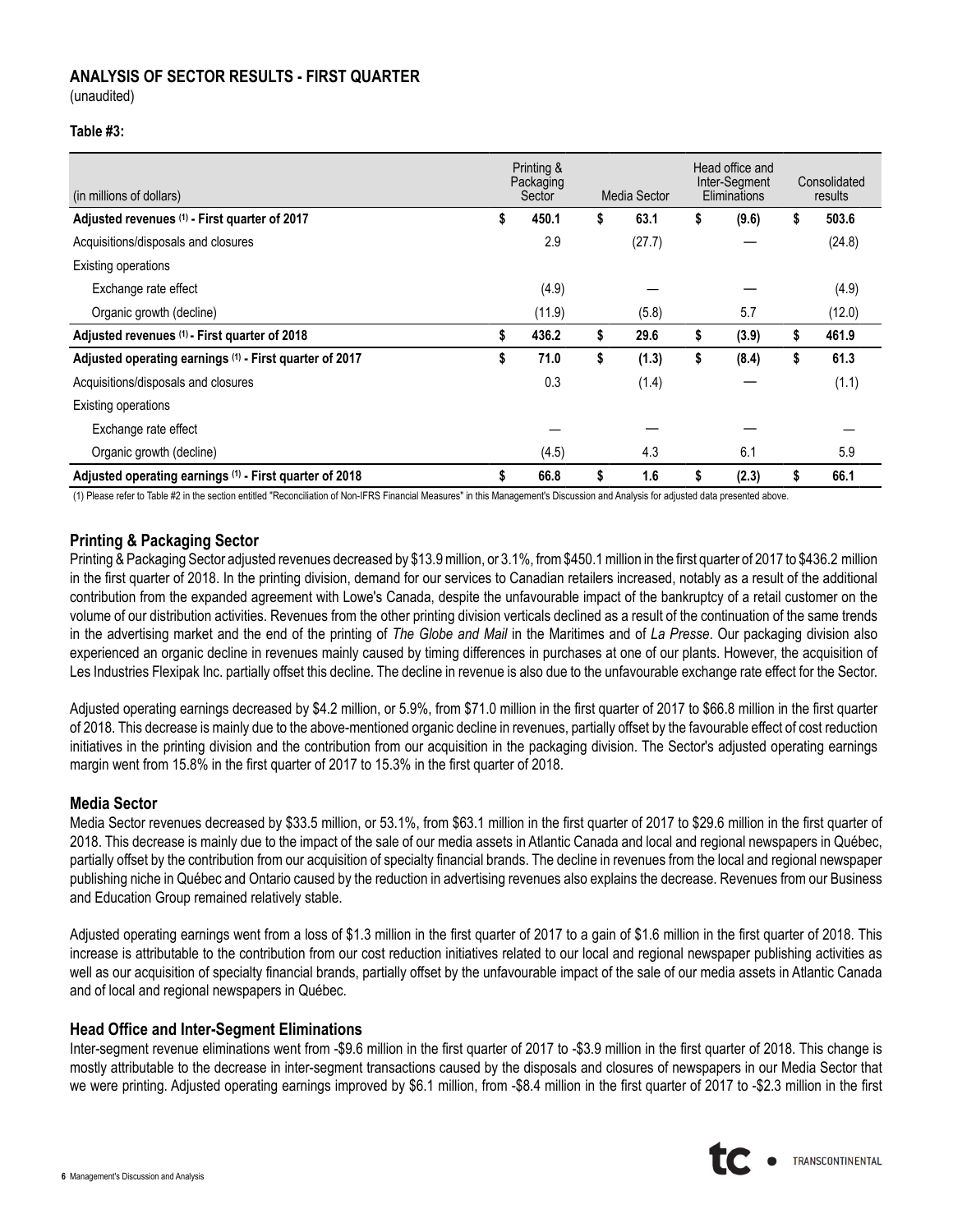## ANALYSIS OF SECTOR RESULTS - FIRST QUARTER

(unaudited)

**Table #3:**

| (in millions of dollars) | Printing & Packaging Sector | Media Sector | Head office and Inter-Segment Eliminations | Consolidated results |
|---|---|---|---|---|
| **Adjusted revenues (1) - First quarter of 2017** | **$ 450.1** | **$ 63.1** | **$ (9.6)** | **$ 503.6** |
| Acquisitions/disposals and closures | 2.9 | (27.7) | — | (24.8) |
| Existing operations | | | | |
| Exchange rate effect | (4.9) | — | — | (4.9) |
| Organic growth (decline) | (11.9) | (5.8) | 5.7 | (12.0) |
| **Adjusted revenues (1) - First quarter of 2018** | **$ 436.2** | **$ 29.6** | **$ (3.9)** | **$ 461.9** |
| **Adjusted operating earnings (1) - First quarter of 2017** | **$ 71.0** | **$ (1.3)** | **$ (8.4)** | **$ 61.3** |
| Acquisitions/disposals and closures | 0.3 | (1.4) | — | (1.1) |
| Existing operations | | | | |
| Exchange rate effect | — | — | — | — |
| Organic growth (decline) | (4.5) | 4.3 | 6.1 | 5.9 |
| **Adjusted operating earnings (1) - First quarter of 2018** | **$ 66.8** | **$ 1.6** | **$ (2.3)** | **$ 66.1** |

(1) Please refer to Table #2 in the section entitled "Reconciliation of Non-IFRS Financial Measures" in this Management's Discussion and Analysis for adjusted data presented above.

### Printing & Packaging Sector

Printing & Packaging Sector adjusted revenues decreased by $13.9 million, or 3.1%, from $450.1 million in the first quarter of 2017 to $436.2 million in the first quarter of 2018. In the printing division, demand for our services to Canadian retailers increased, notably as a result of the additional contribution from the expanded agreement with Lowe's Canada, despite the unfavourable impact of the bankruptcy of a retail customer on the volume of our distribution activities. Revenues from the other printing division verticals declined as a result of the continuation of the same trends in the advertising market and the end of the printing of *The Globe and Mail* in the Maritimes and of *La Presse*. Our packaging division also experienced an organic decline in revenues mainly caused by timing differences in purchases at one of our plants. However, the acquisition of Les Industries Flexipak Inc. partially offset this decline. The decline in revenue is also due to the unfavourable exchange rate effect for the Sector.

Adjusted operating earnings decreased by $4.2 million, or 5.9%, from $71.0 million in the first quarter of 2017 to $66.8 million in the first quarter of 2018. This decrease is mainly due to the above-mentioned organic decline in revenues, partially offset by the favourable effect of cost reduction initiatives in the printing division and the contribution from our acquisition in the packaging division. The Sector's adjusted operating earnings margin went from 15.8% in the first quarter of 2017 to 15.3% in the first quarter of 2018.

### Media Sector

Media Sector revenues decreased by $33.5 million, or 53.1%, from $63.1 million in the first quarter of 2017 to $29.6 million in the first quarter of 2018. This decrease is mainly due to the impact of the sale of our media assets in Atlantic Canada and local and regional newspapers in Québec, partially offset by the contribution from our acquisition of specialty financial brands. The decline in revenues from the local and regional newspaper publishing niche in Québec and Ontario caused by the reduction in advertising revenues also explains the decrease. Revenues from our Business and Education Group remained relatively stable.

Adjusted operating earnings went from a loss of $1.3 million in the first quarter of 2017 to a gain of $1.6 million in the first quarter of 2018. This increase is attributable to the contribution from our cost reduction initiatives related to our local and regional newspaper publishing activities as well as our acquisition of specialty financial brands, partially offset by the unfavourable impact of the sale of our media assets in Atlantic Canada and of local and regional newspapers in Québec.

### Head Office and Inter-Segment Eliminations

Inter-segment revenue eliminations went from -$9.6 million in the first quarter of 2017 to -$3.9 million in the first quarter of 2018. This change is mostly attributable to the decrease in inter-segment transactions caused by the disposals and closures of newspapers in our Media Sector that we were printing. Adjusted operating earnings improved by $6.1 million, from -$8.4 million in the first quarter of 2017 to -$2.3 million in the first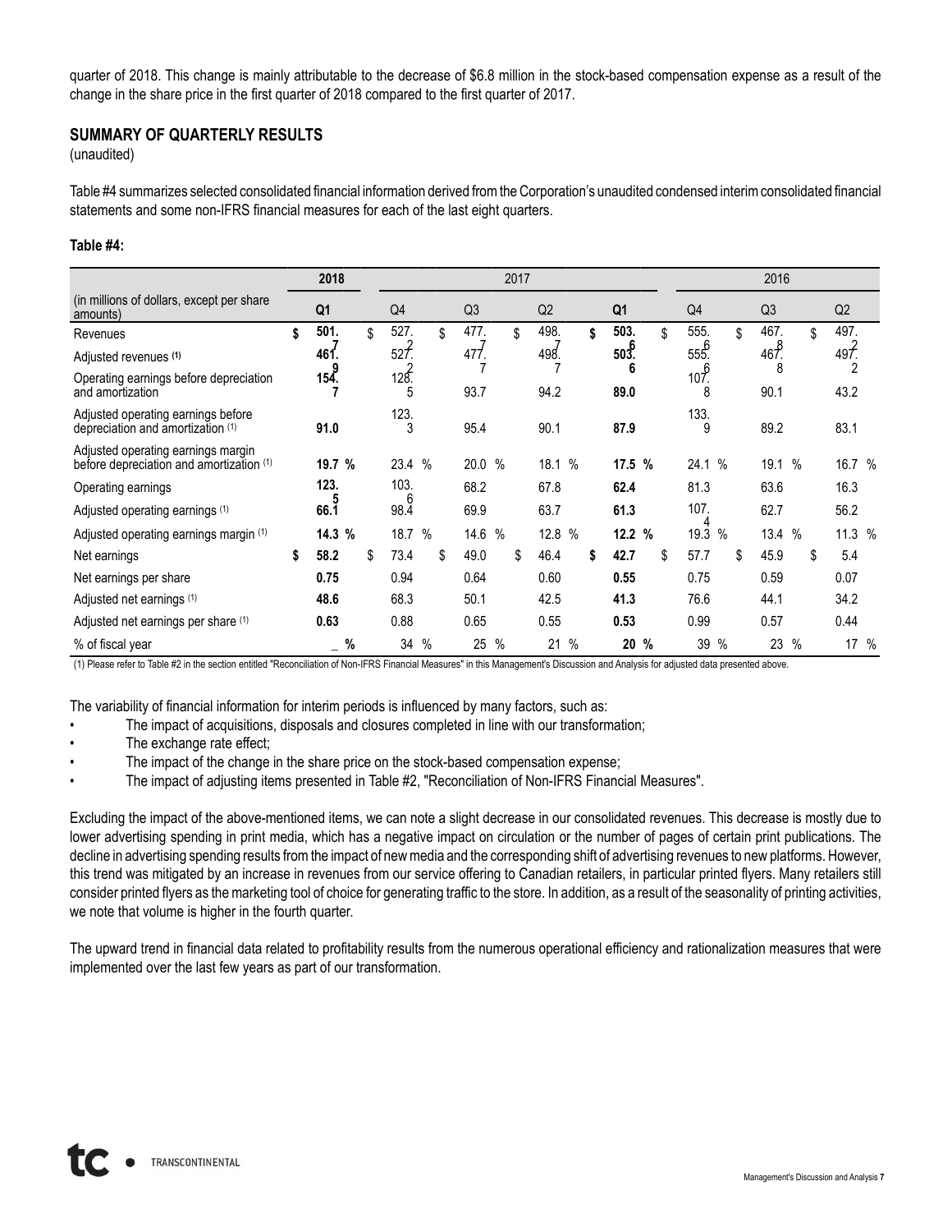quarter of 2018. This change is mainly attributable to the decrease of $6.8 million in the stock-based compensation expense as a result of the change in the share price in the first quarter of 2018 compared to the first quarter of 2017.

## SUMMARY OF QUARTERLY RESULTS

(unaudited)

Table #4 summarizes selected consolidated financial information derived from the Corporation's unaudited condensed interim consolidated financial statements and some non-IFRS financial measures for each of the last eight quarters.

**Table #4:**

| | 2018 | 2017 | | | | 2016 | | |
|---|---|---|---|---|---|---|---|---|
| (in millions of dollars, except per share amounts) | **Q1** | Q4 | Q3 | Q2 | **Q1** | Q4 | Q3 | Q2 |
| Revenues | **$ 501.7** | $ 527.2 | $ 477.7 | $ 498.7 | **$ 503.6** | $ 555.6 | $ 467.8 | $ 497.2 |
| Adjusted revenues (1) | **461.9** | 527.2 | 477.7 | 498.7 | **503.6** | 555.6 | 467.8 | 497.2 |
| Operating earnings before depreciation and amortization | **154.7** | 128.5 | 93.7 | 94.2 | **89.0** | 107.8 | 90.1 | 43.2 |
| Adjusted operating earnings before depreciation and amortization (1) | **91.0** | 123.3 | 95.4 | 90.1 | **87.9** | 133.9 | 89.2 | 83.1 |
| Adjusted operating earnings margin before depreciation and amortization (1) | **19.7 %** | 23.4 % | 20.0 % | 18.1 % | **17.5 %** | 24.1 % | 19.1 % | 16.7 % |
| Operating earnings | **123.5** | 103.6 | 68.2 | 67.8 | **62.4** | 81.3 | 63.6 | 16.3 |
| Adjusted operating earnings (1) | **66.1** | 98.4 | 69.9 | 63.7 | **61.3** | 107.4 | 62.7 | 56.2 |
| Adjusted operating earnings margin (1) | **14.3 %** | 18.7 % | 14.6 % | 12.8 % | **12.2 %** | 19.3 % | 13.4 % | 11.3 % |
| Net earnings | **$ 58.2** | $ 73.4 | $ 49.0 | $ 46.4 | **$ 42.7** | $ 57.7 | $ 45.9 | $ 5.4 |
| Net earnings per share | **0.75** | 0.94 | 0.64 | 0.60 | **0.55** | 0.75 | 0.59 | 0.07 |
| Adjusted net earnings (1) | **48.6** | 68.3 | 50.1 | 42.5 | **41.3** | 76.6 | 44.1 | 34.2 |
| Adjusted net earnings per share (1) | **0.63** | 0.88 | 0.65 | 0.55 | **0.53** | 0.99 | 0.57 | 0.44 |
| % of fiscal year | **_ %** | 34 % | 25 % | 21 % | **20 %** | 39 % | 23 % | 17 % |

(1) Please refer to Table #2 in the section entitled "Reconciliation of Non-IFRS Financial Measures" in this Management's Discussion and Analysis for adjusted data presented above.

The variability of financial information for interim periods is influenced by many factors, such as:

- The impact of acquisitions, disposals and closures completed in line with our transformation;
- The exchange rate effect;
- The impact of the change in the share price on the stock-based compensation expense;
- The impact of adjusting items presented in Table #2, "Reconciliation of Non-IFRS Financial Measures".

Excluding the impact of the above-mentioned items, we can note a slight decrease in our consolidated revenues. This decrease is mostly due to lower advertising spending in print media, which has a negative impact on circulation or the number of pages of certain print publications. The decline in advertising spending results from the impact of new media and the corresponding shift of advertising revenues to new platforms. However, this trend was mitigated by an increase in revenues from our service offering to Canadian retailers, in particular printed flyers. Many retailers still consider printed flyers as the marketing tool of choice for generating traffic to the store. In addition, as a result of the seasonality of printing activities, we note that volume is higher in the fourth quarter.

The upward trend in financial data related to profitability results from the numerous operational efficiency and rationalization measures that were implemented over the last few years as part of our transformation.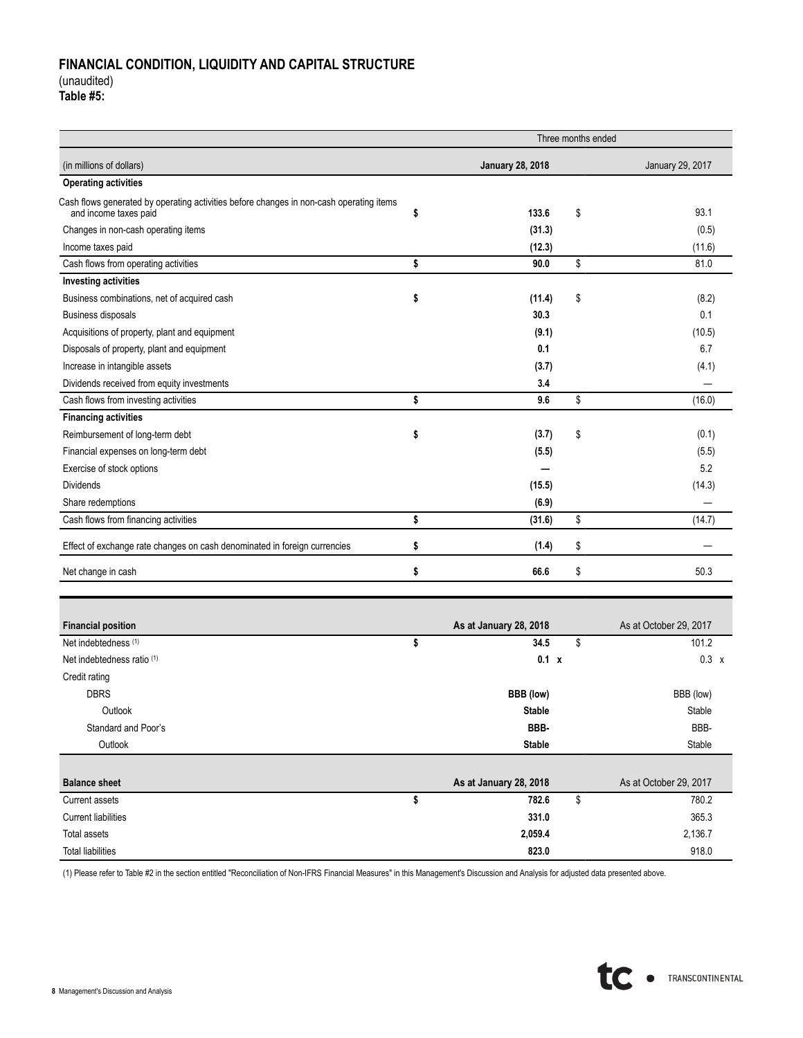## FINANCIAL CONDITION, LIQUIDITY AND CAPITAL STRUCTURE

(unaudited)

**Table #5:**

| | Three months ended | |
|---|---|---|
| (in millions of dollars) | **January 28, 2018** | January 29, 2017 |
| **Operating activities** | | |
| Cash flows generated by operating activities before changes in non-cash operating items and income taxes paid | **$ 133.6** | $ 93.1 |
| Changes in non-cash operating items | **(31.3)** | (0.5) |
| Income taxes paid | **(12.3)** | (11.6) |
| Cash flows from operating activities | **$ 90.0** | $ 81.0 |
| **Investing activities** | | |
| Business combinations, net of acquired cash | **$ (11.4)** | $ (8.2) |
| Business disposals | **30.3** | 0.1 |
| Acquisitions of property, plant and equipment | **(9.1)** | (10.5) |
| Disposals of property, plant and equipment | **0.1** | 6.7 |
| Increase in intangible assets | **(3.7)** | (4.1) |
| Dividends received from equity investments | **3.4** | — |
| Cash flows from investing activities | **$ 9.6** | $ (16.0) |
| **Financing activities** | | |
| Reimbursement of long-term debt | **$ (3.7)** | $ (0.1) |
| Financial expenses on long-term debt | **(5.5)** | (5.5) |
| Exercise of stock options | **—** | 5.2 |
| Dividends | **(15.5)** | (14.3) |
| Share redemptions | **(6.9)** | — |
| Cash flows from financing activities | **$ (31.6)** | $ (14.7) |
| Effect of exchange rate changes on cash denominated in foreign currencies | **$ (1.4)** | $ — |
| Net change in cash | **$ 66.6** | $ 50.3 |

| **Financial position** | **As at January 28, 2018** | As at October 29, 2017 |
|---|---|---|
| Net indebtedness [(1)] | **$ 34.5** | $ 101.2 |
| Net indebtedness ratio [(1)] | **0.1 x** | 0.3 x |
| Credit rating | | |
| DBRS | **BBB (low)** | BBB (low) |
| Outlook | **Stable** | Stable |
| Standard and Poor's | **BBB-** | BBB- |
| Outlook | **Stable** | Stable |

| **Balance sheet** | **As at January 28, 2018** | As at October 29, 2017 |
|---|---|---|
| Current assets | **$ 782.6** | $ 780.2 |
| Current liabilities | **331.0** | 365.3 |
| Total assets | **2,059.4** | 2,136.7 |
| Total liabilities | **823.0** | 918.0 |

(1) Please refer to Table #2 in the section entitled "Reconciliation of Non-IFRS Financial Measures" in this Management's Discussion and Analysis for adjusted data presented above.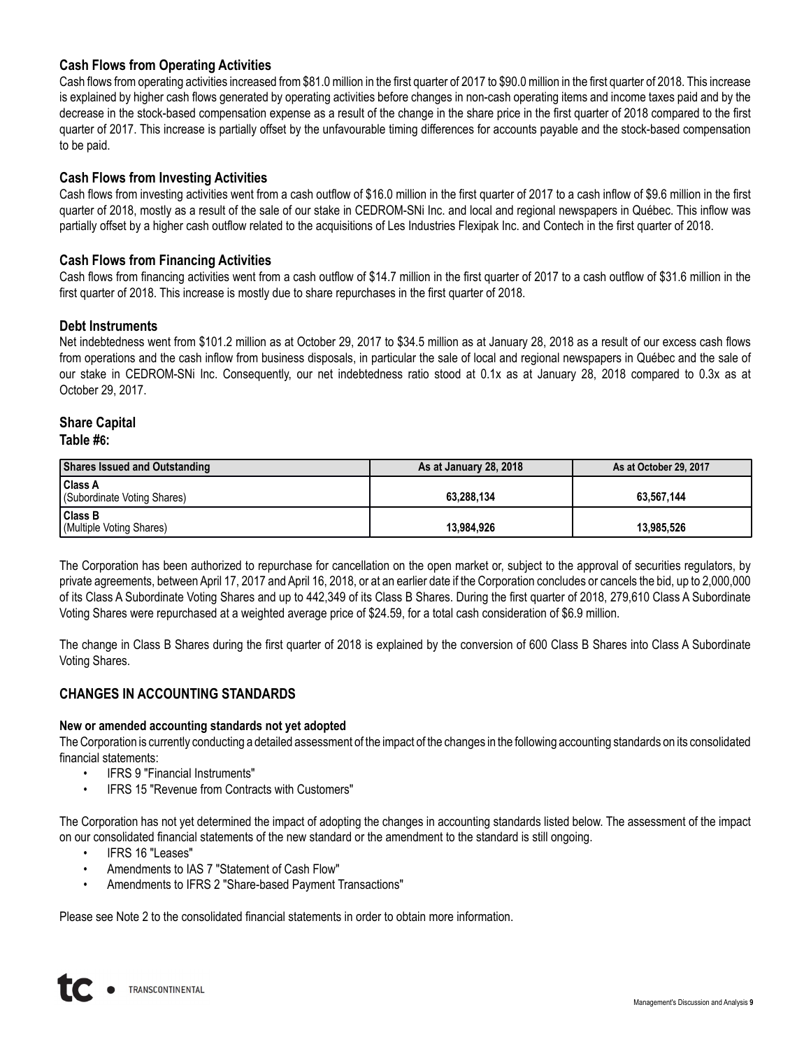### Cash Flows from Operating Activities

Cash flows from operating activities increased from $81.0 million in the first quarter of 2017 to $90.0 million in the first quarter of 2018. This increase is explained by higher cash flows generated by operating activities before changes in non-cash operating items and income taxes paid and by the decrease in the stock-based compensation expense as a result of the change in the share price in the first quarter of 2018 compared to the first quarter of 2017. This increase is partially offset by the unfavourable timing differences for accounts payable and the stock-based compensation to be paid.

### Cash Flows from Investing Activities

Cash flows from investing activities went from a cash outflow of $16.0 million in the first quarter of 2017 to a cash inflow of $9.6 million in the first quarter of 2018, mostly as a result of the sale of our stake in CEDROM-SNi Inc. and local and regional newspapers in Québec. This inflow was partially offset by a higher cash outflow related to the acquisitions of Les Industries Flexipak Inc. and Contech in the first quarter of 2018.

### Cash Flows from Financing Activities

Cash flows from financing activities went from a cash outflow of $14.7 million in the first quarter of 2017 to a cash outflow of $31.6 million in the first quarter of 2018. This increase is mostly due to share repurchases in the first quarter of 2018.

### Debt Instruments

Net indebtedness went from $101.2 million as at October 29, 2017 to $34.5 million as at January 28, 2018 as a result of our excess cash flows from operations and the cash inflow from business disposals, in particular the sale of local and regional newspapers in Québec and the sale of our stake in CEDROM-SNi Inc. Consequently, our net indebtedness ratio stood at 0.1x as at January 28, 2018 compared to 0.3x as at October 29, 2017.

### Share Capital

**Table #6:**

| Shares Issued and Outstanding | As at January 28, 2018 | As at October 29, 2017 |
|---|---|---|
| **Class A** (Subordinate Voting Shares) | 63,288,134 | 63,567,144 |
| **Class B** (Multiple Voting Shares) | 13,984,926 | 13,985,526 |

The Corporation has been authorized to repurchase for cancellation on the open market or, subject to the approval of securities regulators, by private agreements, between April 17, 2017 and April 16, 2018, or at an earlier date if the Corporation concludes or cancels the bid, up to 2,000,000 of its Class A Subordinate Voting Shares and up to 442,349 of its Class B Shares. During the first quarter of 2018, 279,610 Class A Subordinate Voting Shares were repurchased at a weighted average price of $24.59, for a total cash consideration of $6.9 million.

The change in Class B Shares during the first quarter of 2018 is explained by the conversion of 600 Class B Shares into Class A Subordinate Voting Shares.

## CHANGES IN ACCOUNTING STANDARDS

**New or amended accounting standards not yet adopted**

The Corporation is currently conducting a detailed assessment of the impact of the changes in the following accounting standards on its consolidated financial statements:

- IFRS 9 "Financial Instruments"
- IFRS 15 "Revenue from Contracts with Customers"

The Corporation has not yet determined the impact of adopting the changes in accounting standards listed below. The assessment of the impact on our consolidated financial statements of the new standard or the amendment to the standard is still ongoing.

- IFRS 16 "Leases"
- Amendments to IAS 7 "Statement of Cash Flow"
- Amendments to IFRS 2 "Share-based Payment Transactions"

Please see Note 2 to the consolidated financial statements in order to obtain more information.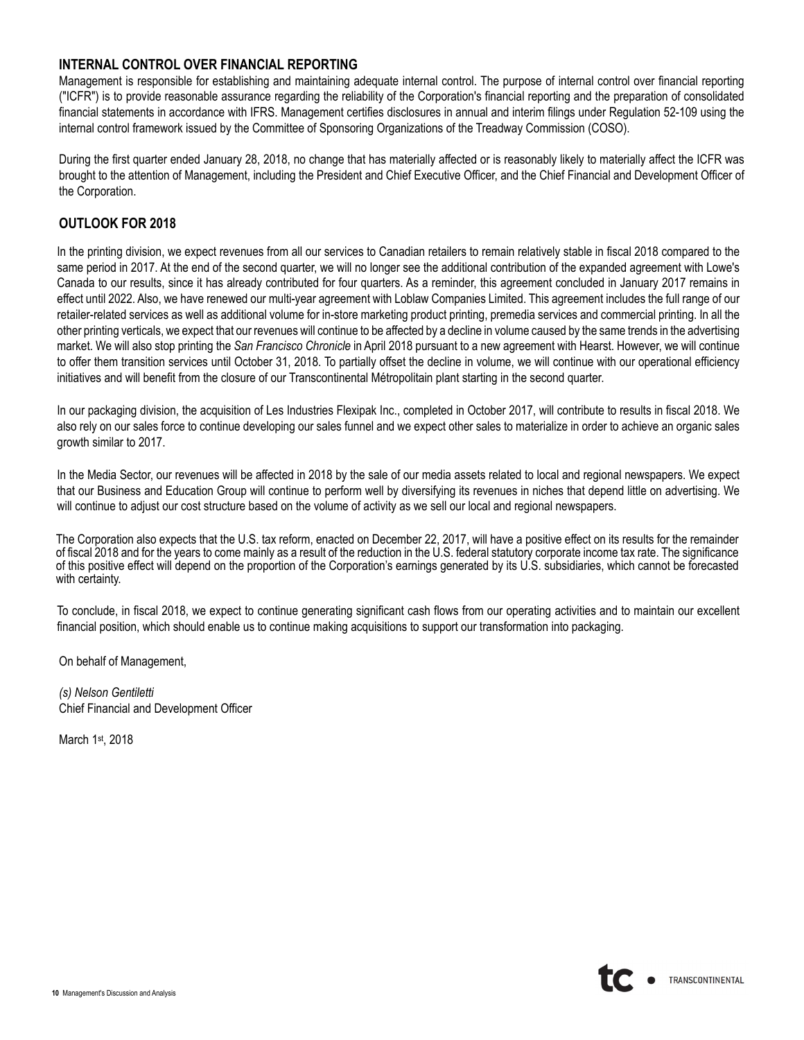## INTERNAL CONTROL OVER FINANCIAL REPORTING

Management is responsible for establishing and maintaining adequate internal control. The purpose of internal control over financial reporting ("ICFR") is to provide reasonable assurance regarding the reliability of the Corporation's financial reporting and the preparation of consolidated financial statements in accordance with IFRS. Management certifies disclosures in annual and interim filings under Regulation 52-109 using the internal control framework issued by the Committee of Sponsoring Organizations of the Treadway Commission (COSO).

During the first quarter ended January 28, 2018, no change that has materially affected or is reasonably likely to materially affect the ICFR was brought to the attention of Management, including the President and Chief Executive Officer, and the Chief Financial and Development Officer of the Corporation.

## OUTLOOK FOR 2018

In the printing division, we expect revenues from all our services to Canadian retailers to remain relatively stable in fiscal 2018 compared to the same period in 2017. At the end of the second quarter, we will no longer see the additional contribution of the expanded agreement with Lowe's Canada to our results, since it has already contributed for four quarters. As a reminder, this agreement concluded in January 2017 remains in effect until 2022. Also, we have renewed our multi-year agreement with Loblaw Companies Limited. This agreement includes the full range of our retailer-related services as well as additional volume for in-store marketing product printing, premedia services and commercial printing. In all the other printing verticals, we expect that our revenues will continue to be affected by a decline in volume caused by the same trends in the advertising market. We will also stop printing the *San Francisco Chronicle* in April 2018 pursuant to a new agreement with Hearst. However, we will continue to offer them transition services until October 31, 2018. To partially offset the decline in volume, we will continue with our operational efficiency initiatives and will benefit from the closure of our Transcontinental Métropolitain plant starting in the second quarter.

In our packaging division, the acquisition of Les Industries Flexipak Inc., completed in October 2017, will contribute to results in fiscal 2018. We also rely on our sales force to continue developing our sales funnel and we expect other sales to materialize in order to achieve an organic sales growth similar to 2017.

In the Media Sector, our revenues will be affected in 2018 by the sale of our media assets related to local and regional newspapers. We expect that our Business and Education Group will continue to perform well by diversifying its revenues in niches that depend little on advertising. We will continue to adjust our cost structure based on the volume of activity as we sell our local and regional newspapers.

The Corporation also expects that the U.S. tax reform, enacted on December 22, 2017, will have a positive effect on its results for the remainder of fiscal 2018 and for the years to come mainly as a result of the reduction in the U.S. federal statutory corporate income tax rate. The significance of this positive effect will depend on the proportion of the Corporation's earnings generated by its U.S. subsidiaries, which cannot be forecasted with certainty.

To conclude, in fiscal 2018, we expect to continue generating significant cash flows from our operating activities and to maintain our excellent financial position, which should enable us to continue making acquisitions to support our transformation into packaging.

On behalf of Management,

*(s) Nelson Gentiletti*
Chief Financial and Development Officer

March 1st, 2018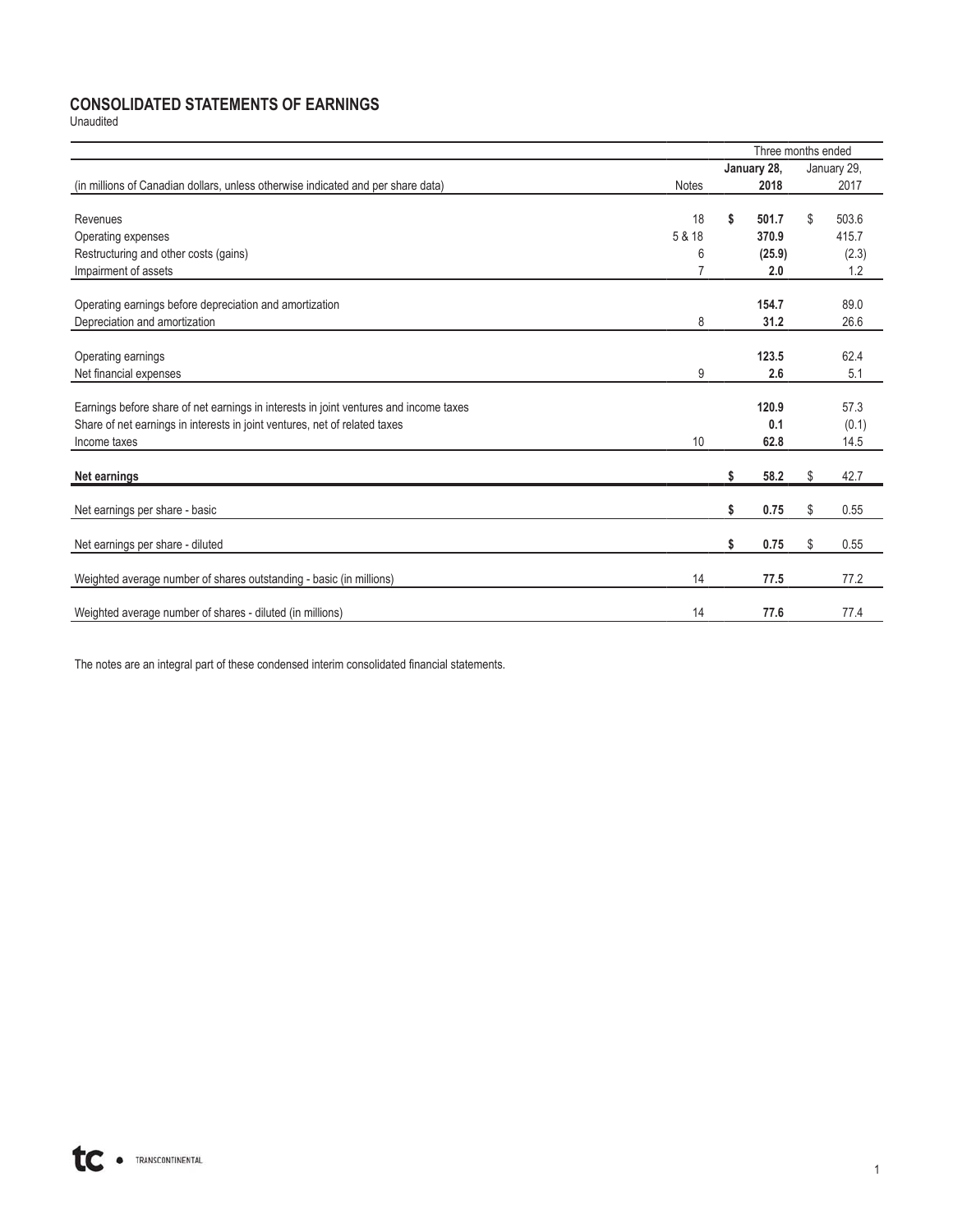## CONSOLIDATED STATEMENTS OF EARNINGS

Unaudited

| (in millions of Canadian dollars, unless otherwise indicated and per share data) | Notes | Three months ended | |
|---|---|---|---|
| | | **January 28, 2018** | January 29, 2017 |
| Revenues | 18 | **$ 501.7** | $ 503.6 |
| Operating expenses | 5 & 18 | **370.9** | 415.7 |
| Restructuring and other costs (gains) | 6 | **(25.9)** | (2.3) |
| Impairment of assets | 7 | **2.0** | 1.2 |
| Operating earnings before depreciation and amortization | | **154.7** | 89.0 |
| Depreciation and amortization | 8 | **31.2** | 26.6 |
| Operating earnings | | **123.5** | 62.4 |
| Net financial expenses | 9 | **2.6** | 5.1 |
| Earnings before share of net earnings in interests in joint ventures and income taxes | | **120.9** | 57.3 |
| Share of net earnings in interests in joint ventures, net of related taxes | | **0.1** | (0.1) |
| Income taxes | 10 | **62.8** | 14.5 |
| **Net earnings** | | **$ 58.2** | $ 42.7 |
| Net earnings per share - basic | | **$ 0.75** | $ 0.55 |
| Net earnings per share - diluted | | **$ 0.75** | $ 0.55 |
| Weighted average number of shares outstanding - basic (in millions) | 14 | **77.5** | 77.2 |
| Weighted average number of shares - diluted (in millions) | 14 | **77.6** | 77.4 |

The notes are an integral part of these condensed interim consolidated financial statements.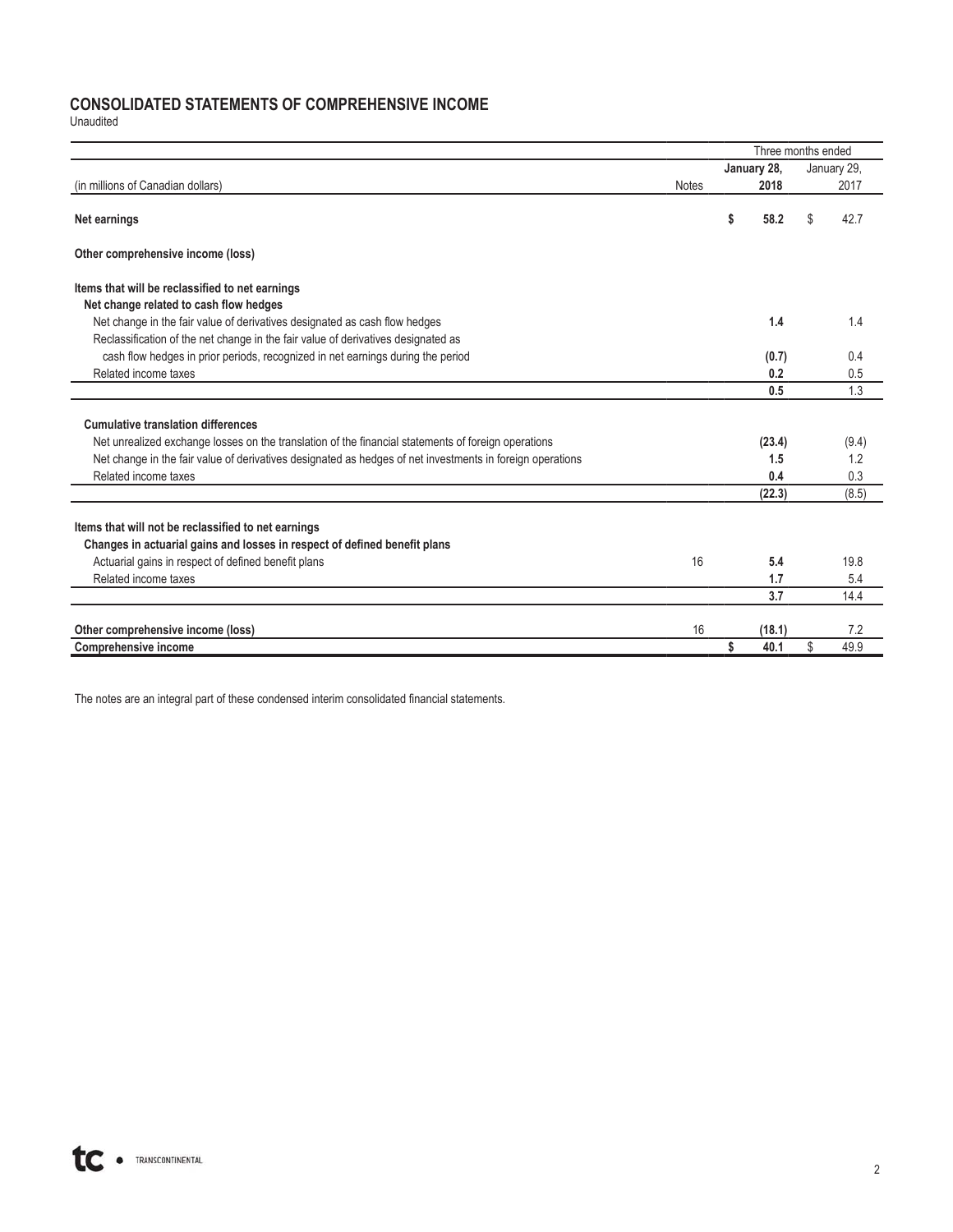## CONSOLIDATED STATEMENTS OF COMPREHENSIVE INCOME

Unaudited

| (in millions of Canadian dollars) | Notes | Three months ended January 28, 2018 | Three months ended January 29, 2017 |
|---|---|---|---|
| **Net earnings** | | **$ 58.2** | $ 42.7 |
| **Other comprehensive income (loss)** | | | |
| **Items that will be reclassified to net earnings** | | | |
| **Net change related to cash flow hedges** | | | |
| Net change in the fair value of derivatives designated as cash flow hedges | | **1.4** | 1.4 |
| Reclassification of the net change in the fair value of derivatives designated as cash flow hedges in prior periods, recognized in net earnings during the period | | **(0.7)** | 0.4 |
| Related income taxes | | **0.2** | 0.5 |
| | | **0.5** | 1.3 |
| **Cumulative translation differences** | | | |
| Net unrealized exchange losses on the translation of the financial statements of foreign operations | | **(23.4)** | (9.4) |
| Net change in the fair value of derivatives designated as hedges of net investments in foreign operations | | **1.5** | 1.2 |
| Related income taxes | | **0.4** | 0.3 |
| | | **(22.3)** | (8.5) |
| **Items that will not be reclassified to net earnings** | | | |
| **Changes in actuarial gains and losses in respect of defined benefit plans** | | | |
| Actuarial gains in respect of defined benefit plans | 16 | **5.4** | 19.8 |
| Related income taxes | | **1.7** | 5.4 |
| | | **3.7** | 14.4 |
| **Other comprehensive income (loss)** | 16 | **(18.1)** | 7.2 |
| **Comprehensive income** | | **$ 40.1** | $ 49.9 |

The notes are an integral part of these condensed interim consolidated financial statements.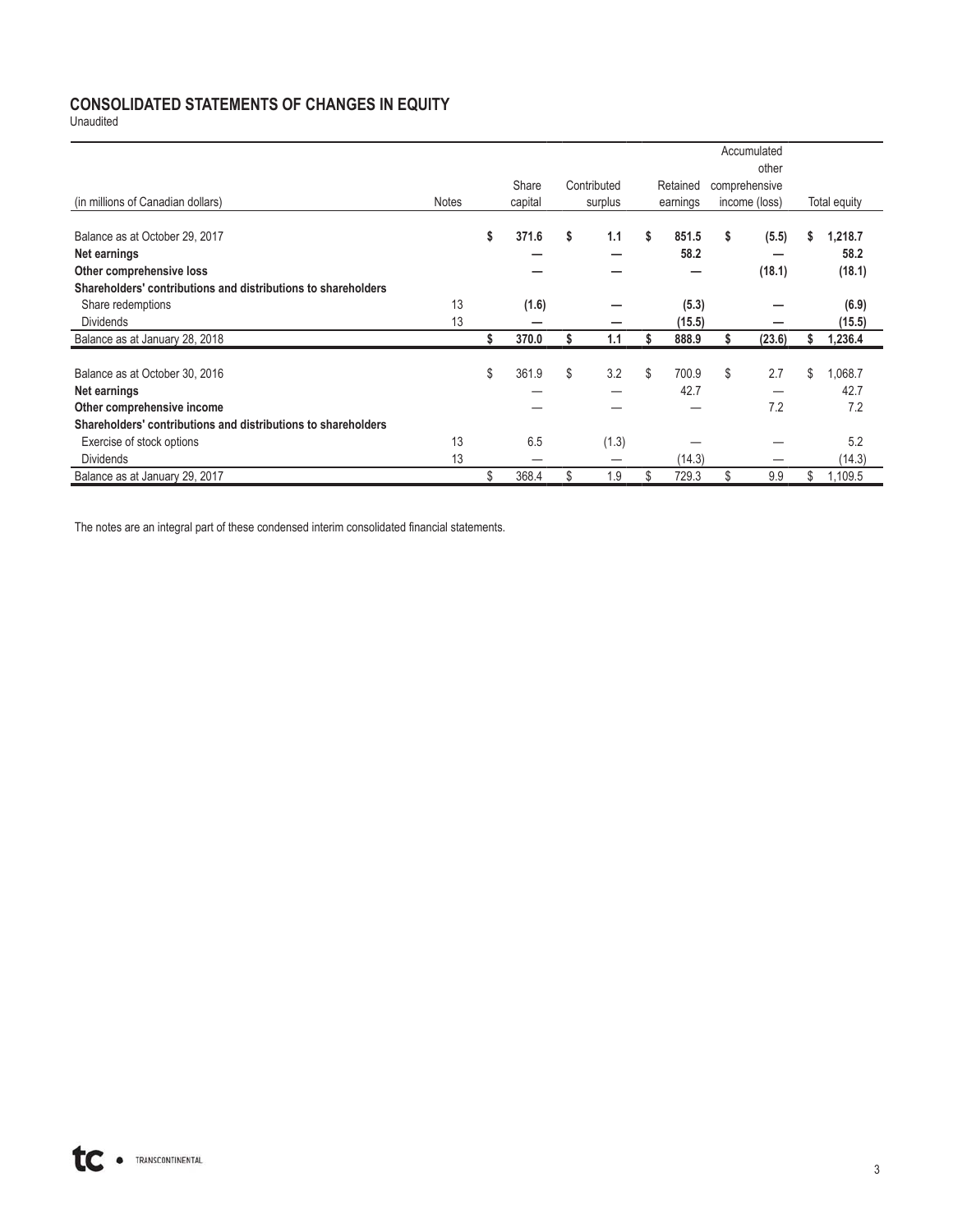## CONSOLIDATED STATEMENTS OF CHANGES IN EQUITY

Unaudited

| (in millions of Canadian dollars) | Notes | Share capital | Contributed surplus | Retained earnings | Accumulated other comprehensive income (loss) | Total equity |
|---|---|---|---|---|---|---|
| Balance as at October 29, 2017 | | **$ 371.6** | **$ 1.1** | **$ 851.5** | **$ (5.5)** | **$ 1,218.7** |
| **Net earnings** | | **—** | **—** | **58.2** | **—** | **58.2** |
| **Other comprehensive loss** | | **—** | **—** | **—** | **(18.1)** | **(18.1)** |
| **Shareholders' contributions and distributions to shareholders** | | | | | | |
| Share redemptions | 13 | **(1.6)** | **—** | **(5.3)** | **—** | **(6.9)** |
| Dividends | 13 | **—** | **—** | **(15.5)** | **—** | **(15.5)** |
| Balance as at January 28, 2018 | | **$ 370.0** | **$ 1.1** | **$ 888.9** | **$ (23.6)** | **$ 1,236.4** |
| | | | | | | |
| Balance as at October 30, 2016 | | $ 361.9 | $ 3.2 | $ 700.9 | $ 2.7 | $ 1,068.7 |
| **Net earnings** | | — | — | 42.7 | — | 42.7 |
| **Other comprehensive income** | | — | — | — | 7.2 | 7.2 |
| **Shareholders' contributions and distributions to shareholders** | | | | | | |
| Exercise of stock options | 13 | 6.5 | (1.3) | — | — | 5.2 |
| Dividends | 13 | — | — | (14.3) | — | (14.3) |
| Balance as at January 29, 2017 | | $ 368.4 | $ 1.9 | $ 729.3 | $ 9.9 | $ 1,109.5 |

The notes are an integral part of these condensed interim consolidated financial statements.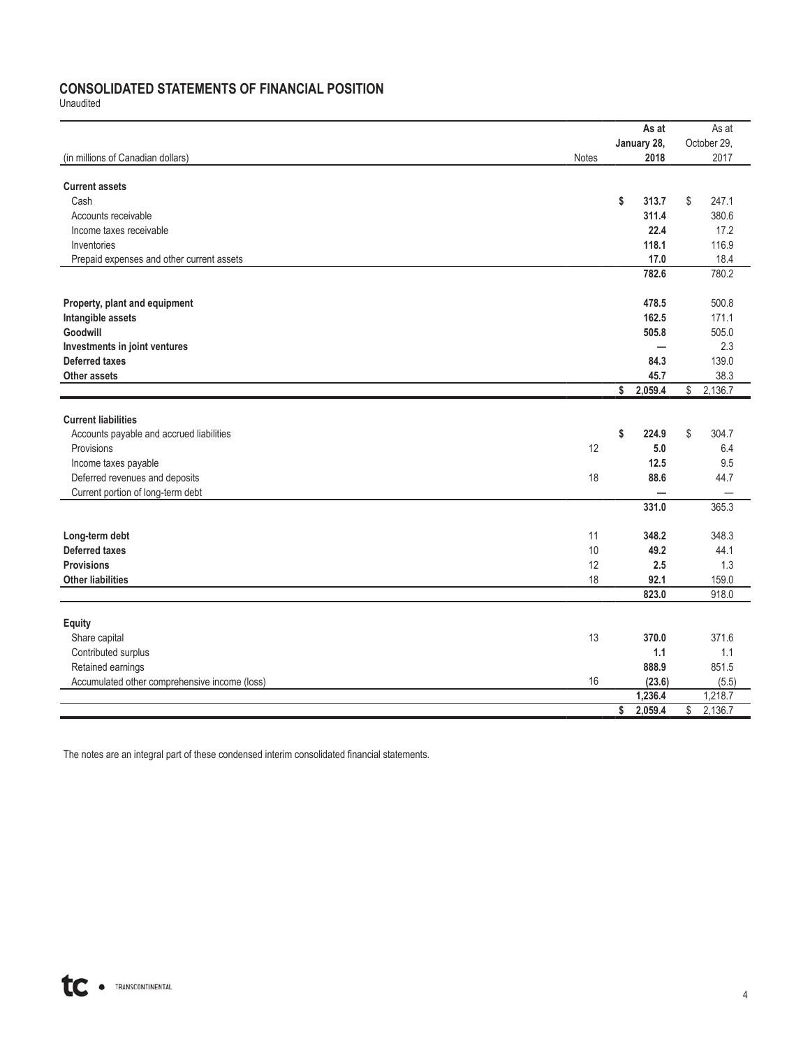# CONSOLIDATED STATEMENTS OF FINANCIAL POSITION

Unaudited

| (in millions of Canadian dollars) | Notes | As at January 28, 2018 | As at October 29, 2017 |
|---|---|---|---|
| **Current assets** | | | |
| Cash | | $ 313.7 | $ 247.1 |
| Accounts receivable | | 311.4 | 380.6 |
| Income taxes receivable | | 22.4 | 17.2 |
| Inventories | | 118.1 | 116.9 |
| Prepaid expenses and other current assets | | 17.0 | 18.4 |
| | | 782.6 | 780.2 |
| **Property, plant and equipment** | | 478.5 | 500.8 |
| **Intangible assets** | | 162.5 | 171.1 |
| **Goodwill** | | 505.8 | 505.0 |
| **Investments in joint ventures** | | — | 2.3 |
| **Deferred taxes** | | 84.3 | 139.0 |
| **Other assets** | | 45.7 | 38.3 |
| | | $ 2,059.4 | $ 2,136.7 |
| **Current liabilities** | | | |
| Accounts payable and accrued liabilities | | $ 224.9 | $ 304.7 |
| Provisions | 12 | 5.0 | 6.4 |
| Income taxes payable | | 12.5 | 9.5 |
| Deferred revenues and deposits | 18 | 88.6 | 44.7 |
| Current portion of long-term debt | | — | — |
| | | 331.0 | 365.3 |
| **Long-term debt** | 11 | 348.2 | 348.3 |
| **Deferred taxes** | 10 | 49.2 | 44.1 |
| **Provisions** | 12 | 2.5 | 1.3 |
| **Other liabilities** | 18 | 92.1 | 159.0 |
| | | 823.0 | 918.0 |
| **Equity** | | | |
| Share capital | 13 | 370.0 | 371.6 |
| Contributed surplus | | 1.1 | 1.1 |
| Retained earnings | | 888.9 | 851.5 |
| Accumulated other comprehensive income (loss) | 16 | (23.6) | (5.5) |
| | | 1,236.4 | 1,218.7 |
| | | $ 2,059.4 | $ 2,136.7 |

The notes are an integral part of these condensed interim consolidated financial statements.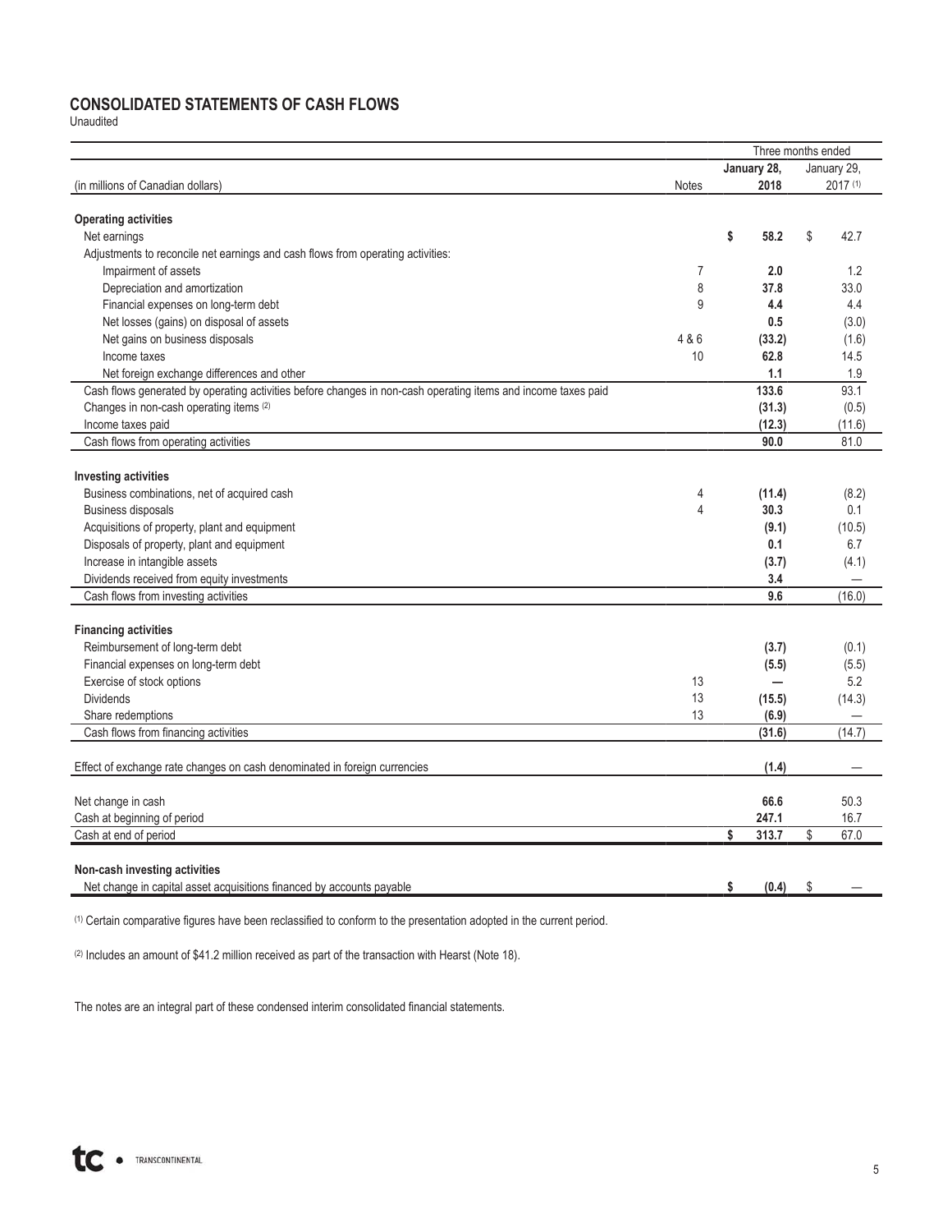## CONSOLIDATED STATEMENTS OF CASH FLOWS

Unaudited

| (in millions of Canadian dollars) | Notes | Three months ended January 28, 2018 | January 29, 2017 [(1)] |
|---|---|---|---|
| **Operating activities** | | | |
| Net earnings | | **$ 58.2** | $ 42.7 |
| Adjustments to reconcile net earnings and cash flows from operating activities: | | | |
| Impairment of assets | 7 | **2.0** | 1.2 |
| Depreciation and amortization | 8 | **37.8** | 33.0 |
| Financial expenses on long-term debt | 9 | **4.4** | 4.4 |
| Net losses (gains) on disposal of assets | | **0.5** | (3.0) |
| Net gains on business disposals | 4 & 6 | **(33.2)** | (1.6) |
| Income taxes | 10 | **62.8** | 14.5 |
| Net foreign exchange differences and other | | **1.1** | 1.9 |
| Cash flows generated by operating activities before changes in non-cash operating items and income taxes paid | | **133.6** | 93.1 |
| Changes in non-cash operating items [(2)] | | **(31.3)** | (0.5) |
| Income taxes paid | | **(12.3)** | (11.6) |
| Cash flows from operating activities | | **90.0** | 81.0 |
| **Investing activities** | | | |
| Business combinations, net of acquired cash | 4 | **(11.4)** | (8.2) |
| Business disposals | 4 | **30.3** | 0.1 |
| Acquisitions of property, plant and equipment | | **(9.1)** | (10.5) |
| Disposals of property, plant and equipment | | **0.1** | 6.7 |
| Increase in intangible assets | | **(3.7)** | (4.1) |
| Dividends received from equity investments | | **3.4** | — |
| Cash flows from investing activities | | **9.6** | (16.0) |
| **Financing activities** | | | |
| Reimbursement of long-term debt | | **(3.7)** | (0.1) |
| Financial expenses on long-term debt | | **(5.5)** | (5.5) |
| Exercise of stock options | 13 | **—** | 5.2 |
| Dividends | 13 | **(15.5)** | (14.3) |
| Share redemptions | 13 | **(6.9)** | — |
| Cash flows from financing activities | | **(31.6)** | (14.7) |
| Effect of exchange rate changes on cash denominated in foreign currencies | | **(1.4)** | — |
| Net change in cash | | **66.6** | 50.3 |
| Cash at beginning of period | | **247.1** | 16.7 |
| Cash at end of period | | **$ 313.7** | $ 67.0 |
| **Non-cash investing activities** | | | |
| Net change in capital asset acquisitions financed by accounts payable | | **$ (0.4)** | $ — |

(1) Certain comparative figures have been reclassified to conform to the presentation adopted in the current period.

(2) Includes an amount of $41.2 million received as part of the transaction with Hearst (Note 18).

The notes are an integral part of these condensed interim consolidated financial statements.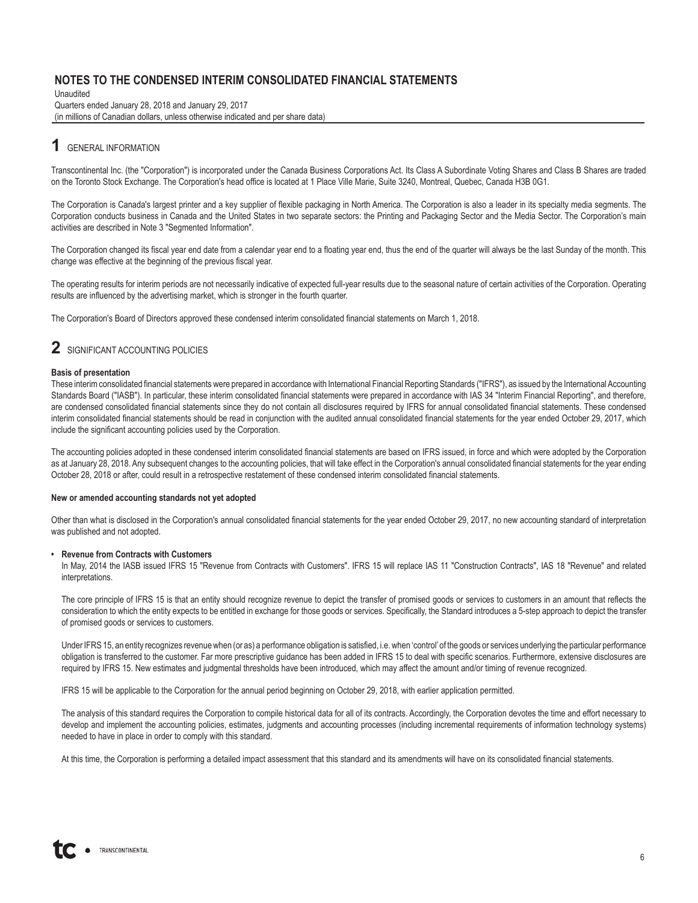# NOTES TO THE CONDENSED INTERIM CONSOLIDATED FINANCIAL STATEMENTS

Unaudited
Quarters ended January 28, 2018 and January 29, 2017
(in millions of Canadian dollars, unless otherwise indicated and per share data)

## 1 GENERAL INFORMATION

Transcontinental Inc. (the "Corporation") is incorporated under the Canada Business Corporations Act. Its Class A Subordinate Voting Shares and Class B Shares are traded on the Toronto Stock Exchange. The Corporation's head office is located at 1 Place Ville Marie, Suite 3240, Montreal, Quebec, Canada H3B 0G1.

The Corporation is Canada's largest printer and a key supplier of flexible packaging in North America. The Corporation is also a leader in its specialty media segments. The Corporation conducts business in Canada and the United States in two separate sectors: the Printing and Packaging Sector and the Media Sector. The Corporation's main activities are described in Note 3 "Segmented Information".

The Corporation changed its fiscal year end date from a calendar year end to a floating year end, thus the end of the quarter will always be the last Sunday of the month. This change was effective at the beginning of the previous fiscal year.

The operating results for interim periods are not necessarily indicative of expected full-year results due to the seasonal nature of certain activities of the Corporation. Operating results are influenced by the advertising market, which is stronger in the fourth quarter.

The Corporation's Board of Directors approved these condensed interim consolidated financial statements on March 1, 2018.

## 2 SIGNIFICANT ACCOUNTING POLICIES

**Basis of presentation**

These interim consolidated financial statements were prepared in accordance with International Financial Reporting Standards ("IFRS"), as issued by the International Accounting Standards Board ("IASB"). In particular, these interim consolidated financial statements were prepared in accordance with IAS 34 "Interim Financial Reporting", and therefore, are condensed consolidated financial statements since they do not contain all disclosures required by IFRS for annual consolidated financial statements. These condensed interim consolidated financial statements should be read in conjunction with the audited annual consolidated financial statements for the year ended October 29, 2017, which include the significant accounting policies used by the Corporation.

The accounting policies adopted in these condensed interim consolidated financial statements are based on IFRS issued, in force and which were adopted by the Corporation as at January 28, 2018. Any subsequent changes to the accounting policies, that will take effect in the Corporation's annual consolidated financial statements for the year ending October 28, 2018 or after, could result in a retrospective restatement of these condensed interim consolidated financial statements.

**New or amended accounting standards not yet adopted**

Other than what is disclosed in the Corporation's annual consolidated financial statements for the year ended October 29, 2017, no new accounting standard of interpretation was published and not adopted.

- **Revenue from Contracts with Customers**

  In May, 2014 the IASB issued IFRS 15 "Revenue from Contracts with Customers". IFRS 15 will replace IAS 11 "Construction Contracts", IAS 18 "Revenue" and related interpretations.

  The core principle of IFRS 15 is that an entity should recognize revenue to depict the transfer of promised goods or services to customers in an amount that reflects the consideration to which the entity expects to be entitled in exchange for those goods or services. Specifically, the Standard introduces a 5-step approach to depict the transfer of promised goods or services to customers.

  Under IFRS 15, an entity recognizes revenue when (or as) a performance obligation is satisfied, i.e. when 'control' of the goods or services underlying the particular performance obligation is transferred to the customer. Far more prescriptive guidance has been added in IFRS 15 to deal with specific scenarios. Furthermore, extensive disclosures are required by IFRS 15. New estimates and judgmental thresholds have been introduced, which may affect the amount and/or timing of revenue recognized.

  IFRS 15 will be applicable to the Corporation for the annual period beginning on October 29, 2018, with earlier application permitted.

  The analysis of this standard requires the Corporation to compile historical data for all of its contracts. Accordingly, the Corporation devotes the time and effort necessary to develop and implement the accounting policies, estimates, judgments and accounting processes (including incremental requirements of information technology systems) needed to have in place in order to comply with this standard.

  At this time, the Corporation is performing a detailed impact assessment that this standard and its amendments will have on its consolidated financial statements.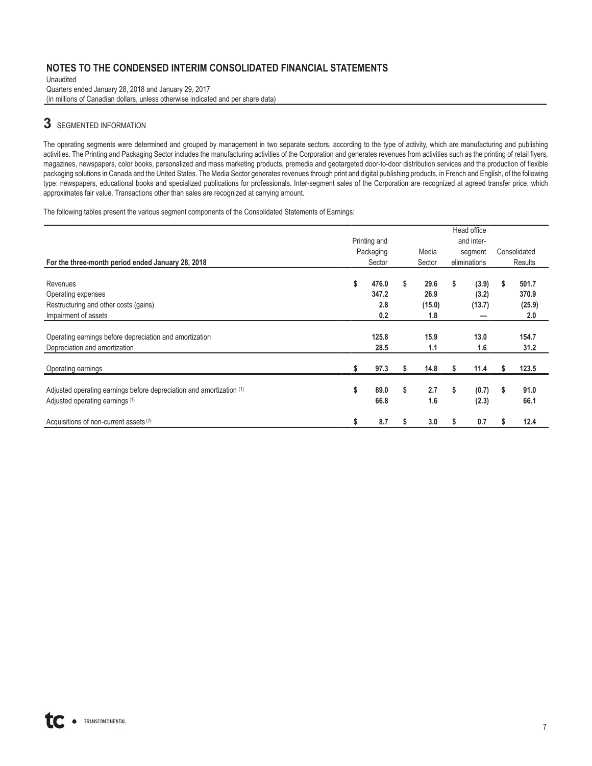# NOTES TO THE CONDENSED INTERIM CONSOLIDATED FINANCIAL STATEMENTS

Unaudited
Quarters ended January 28, 2018 and January 29, 2017
(in millions of Canadian dollars, unless otherwise indicated and per share data)

## 3 SEGMENTED INFORMATION

The operating segments were determined and grouped by management in two separate sectors, according to the type of activity, which are manufacturing and publishing activities. The Printing and Packaging Sector includes the manufacturing activities of the Corporation and generates revenues from activities such as the printing of retail flyers, magazines, newspapers, color books, personalized and mass marketing products, premedia and geotargeted door-to-door distribution services and the production of flexible packaging solutions in Canada and the United States. The Media Sector generates revenues through print and digital publishing products, in French and English, of the following type: newspapers, educational books and specialized publications for professionals. Inter-segment sales of the Corporation are recognized at agreed transfer price, which approximates fair value. Transactions other than sales are recognized at carrying amount.

The following tables present the various segment components of the Consolidated Statements of Earnings:

| For the three-month period ended January 28, 2018 | Printing and Packaging Sector | Media Sector | Head office and inter-segment eliminations | Consolidated Results |
|---|---|---|---|---|
| Revenues | $ 476.0 | $ 29.6 | $ (3.9) | $ 501.7 |
| Operating expenses | 347.2 | 26.9 | (3.2) | 370.9 |
| Restructuring and other costs (gains) | 2.8 | (15.0) | (13.7) | (25.9) |
| Impairment of assets | 0.2 | 1.8 | — | 2.0 |
| Operating earnings before depreciation and amortization | 125.8 | 15.9 | 13.0 | 154.7 |
| Depreciation and amortization | 28.5 | 1.1 | 1.6 | 31.2 |
| Operating earnings | $ 97.3 | $ 14.8 | $ 11.4 | $ 123.5 |
| Adjusted operating earnings before depreciation and amortization [1] | $ 89.0 | $ 2.7 | $ (0.7) | $ 91.0 |
| Adjusted operating earnings [1] | 66.8 | 1.6 | (2.3) | 66.1 |
| Acquisitions of non-current assets [2] | $ 8.7 | $ 3.0 | $ 0.7 | $ 12.4 |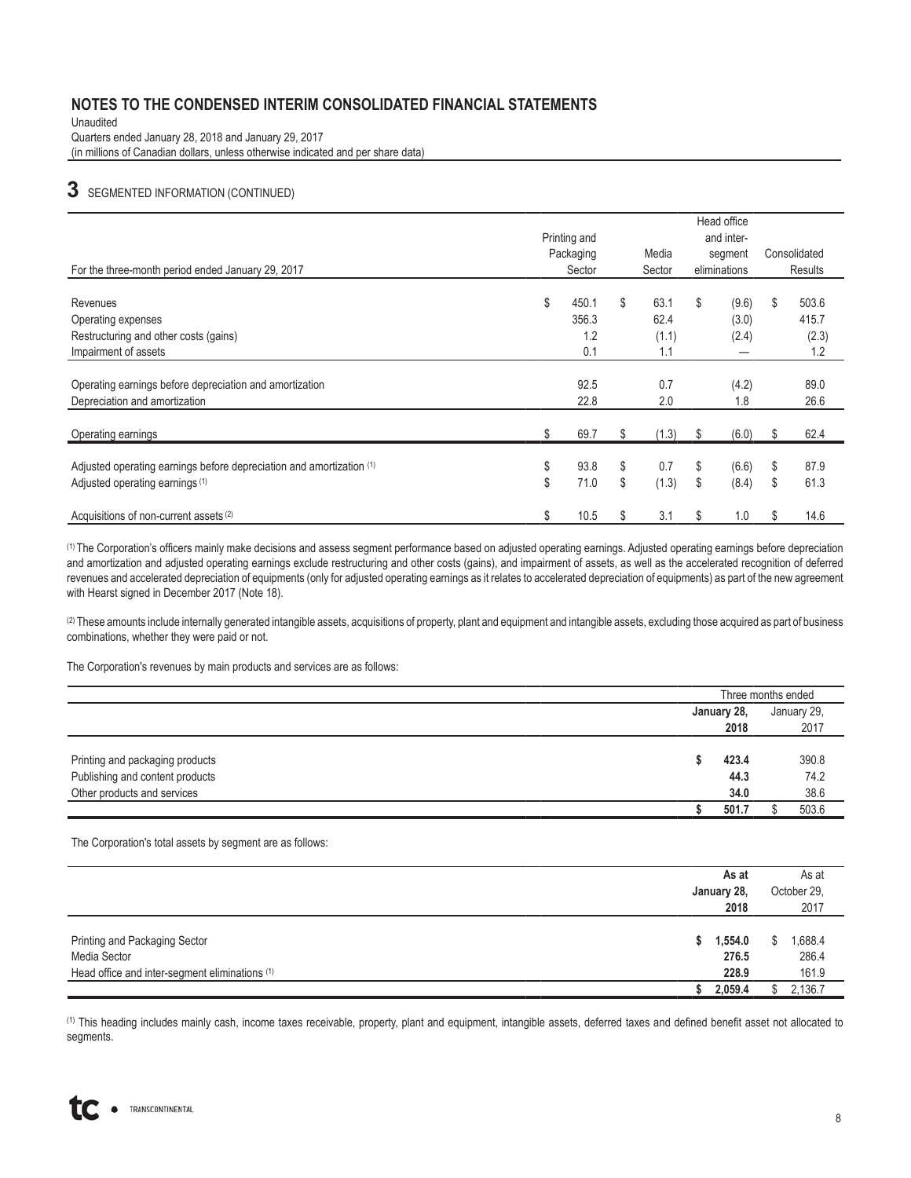## NOTES TO THE CONDENSED INTERIM CONSOLIDATED FINANCIAL STATEMENTS

Unaudited
Quarters ended January 28, 2018 and January 29, 2017
(in millions of Canadian dollars, unless otherwise indicated and per share data)

## 3 SEGMENTED INFORMATION (CONTINUED)

| For the three-month period ended January 29, 2017 | Printing and Packaging Sector | Media Sector | Head office and inter-segment eliminations | Consolidated Results |
|---|---|---|---|---|
| Revenues | $ 450.1 | $ 63.1 | $ (9.6) | $ 503.6 |
| Operating expenses | 356.3 | 62.4 | (3.0) | 415.7 |
| Restructuring and other costs (gains) | 1.2 | (1.1) | (2.4) | (2.3) |
| Impairment of assets | 0.1 | 1.1 | — | 1.2 |
| Operating earnings before depreciation and amortization | 92.5 | 0.7 | (4.2) | 89.0 |
| Depreciation and amortization | 22.8 | 2.0 | 1.8 | 26.6 |
| Operating earnings | $ 69.7 | $ (1.3) | $ (6.0) | $ 62.4 |
| Adjusted operating earnings before depreciation and amortization [(1)] | $ 93.8 | $ 0.7 | $ (6.6) | $ 87.9 |
| Adjusted operating earnings [(1)] | $ 71.0 | $ (1.3) | $ (8.4) | $ 61.3 |
| Acquisitions of non-current assets [(2)] | $ 10.5 | $ 3.1 | $ 1.0 | $ 14.6 |

[(1)] The Corporation's officers mainly make decisions and assess segment performance based on adjusted operating earnings. Adjusted operating earnings before depreciation and amortization and adjusted operating earnings exclude restructuring and other costs (gains), and impairment of assets, as well as the accelerated recognition of deferred revenues and accelerated depreciation of equipments (only for adjusted operating earnings as it relates to accelerated depreciation of equipments) as part of the new agreement with Hearst signed in December 2017 (Note 18).

[(2)] These amounts include internally generated intangible assets, acquisitions of property, plant and equipment and intangible assets, excluding those acquired as part of business combinations, whether they were paid or not.

The Corporation's revenues by main products and services are as follows:

| | Three months ended | |
|---|---|---|
| | **January 28, 2018** | January 29, 2017 |
| Printing and packaging products | **$ 423.4** | 390.8 |
| Publishing and content products | **44.3** | 74.2 |
| Other products and services | **34.0** | 38.6 |
| | **$ 501.7** | $ 503.6 |

The Corporation's total assets by segment are as follows:

| | **As at January 28, 2018** | As at October 29, 2017 |
|---|---|---|
| Printing and Packaging Sector | **$ 1,554.0** | $ 1,688.4 |
| Media Sector | **276.5** | 286.4 |
| Head office and inter-segment eliminations [(1)] | **228.9** | 161.9 |
| | **$ 2,059.4** | $ 2,136.7 |

[(1)] This heading includes mainly cash, income taxes receivable, property, plant and equipment, intangible assets, deferred taxes and defined benefit asset not allocated to segments.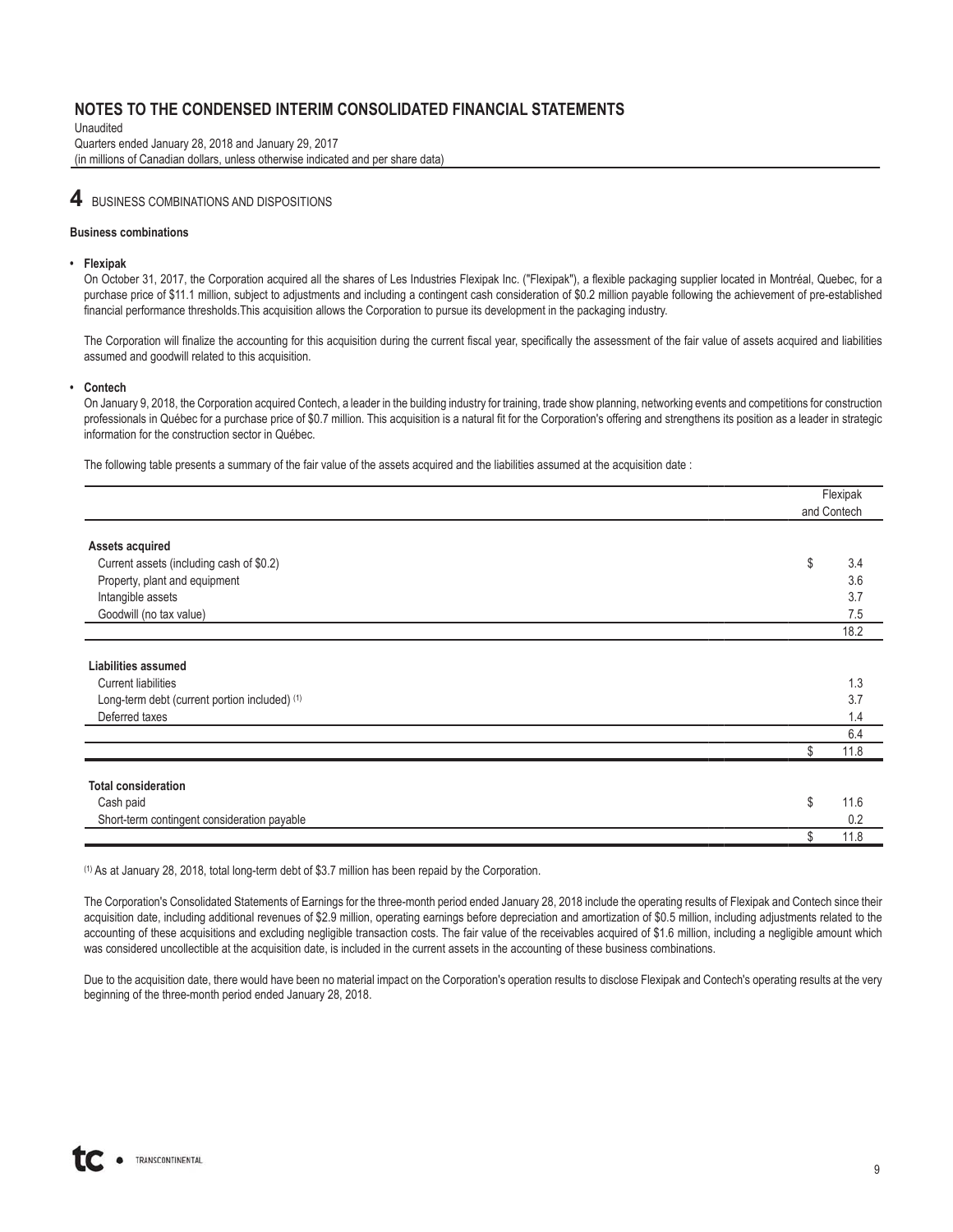# NOTES TO THE CONDENSED INTERIM CONSOLIDATED FINANCIAL STATEMENTS

Unaudited
Quarters ended January 28, 2018 and January 29, 2017
(in millions of Canadian dollars, unless otherwise indicated and per share data)

## 4 BUSINESS COMBINATIONS AND DISPOSITIONS

**Business combinations**

- **Flexipak**

  On October 31, 2017, the Corporation acquired all the shares of Les Industries Flexipak Inc. ("Flexipak"), a flexible packaging supplier located in Montréal, Quebec, for a purchase price of $11.1 million, subject to adjustments and including a contingent cash consideration of $0.2 million payable following the achievement of pre-established financial performance thresholds.This acquisition allows the Corporation to pursue its development in the packaging industry.

  The Corporation will finalize the accounting for this acquisition during the current fiscal year, specifically the assessment of the fair value of assets acquired and liabilities assumed and goodwill related to this acquisition.

- **Contech**

  On January 9, 2018, the Corporation acquired Contech, a leader in the building industry for training, trade show planning, networking events and competitions for construction professionals in Québec for a purchase price of $0.7 million. This acquisition is a natural fit for the Corporation's offering and strengthens its position as a leader in strategic information for the construction sector in Québec.

  The following table presents a summary of the fair value of the assets acquired and the liabilities assumed at the acquisition date :

| | Flexipak and Contech |
|---|---|
| **Assets acquired** | |
| Current assets (including cash of $0.2) | $ 3.4 |
| Property, plant and equipment | 3.6 |
| Intangible assets | 3.7 |
| Goodwill (no tax value) | 7.5 |
| | 18.2 |
| **Liabilities assumed** | |
| Current liabilities | 1.3 |
| Long-term debt (current portion included) (1) | 3.7 |
| Deferred taxes | 1.4 |
| | 6.4 |
| | $ 11.8 |
| **Total consideration** | |
| Cash paid | $ 11.6 |
| Short-term contingent consideration payable | 0.2 |
| | $ 11.8 |

(1) As at January 28, 2018, total long-term debt of $3.7 million has been repaid by the Corporation.

The Corporation's Consolidated Statements of Earnings for the three-month period ended January 28, 2018 include the operating results of Flexipak and Contech since their acquisition date, including additional revenues of $2.9 million, operating earnings before depreciation and amortization of $0.5 million, including adjustments related to the accounting of these acquisitions and excluding negligible transaction costs. The fair value of the receivables acquired of $1.6 million, including a negligible amount which was considered uncollectible at the acquisition date, is included in the current assets in the accounting of these business combinations.

Due to the acquisition date, there would have been no material impact on the Corporation's operation results to disclose Flexipak and Contech's operating results at the very beginning of the three-month period ended January 28, 2018.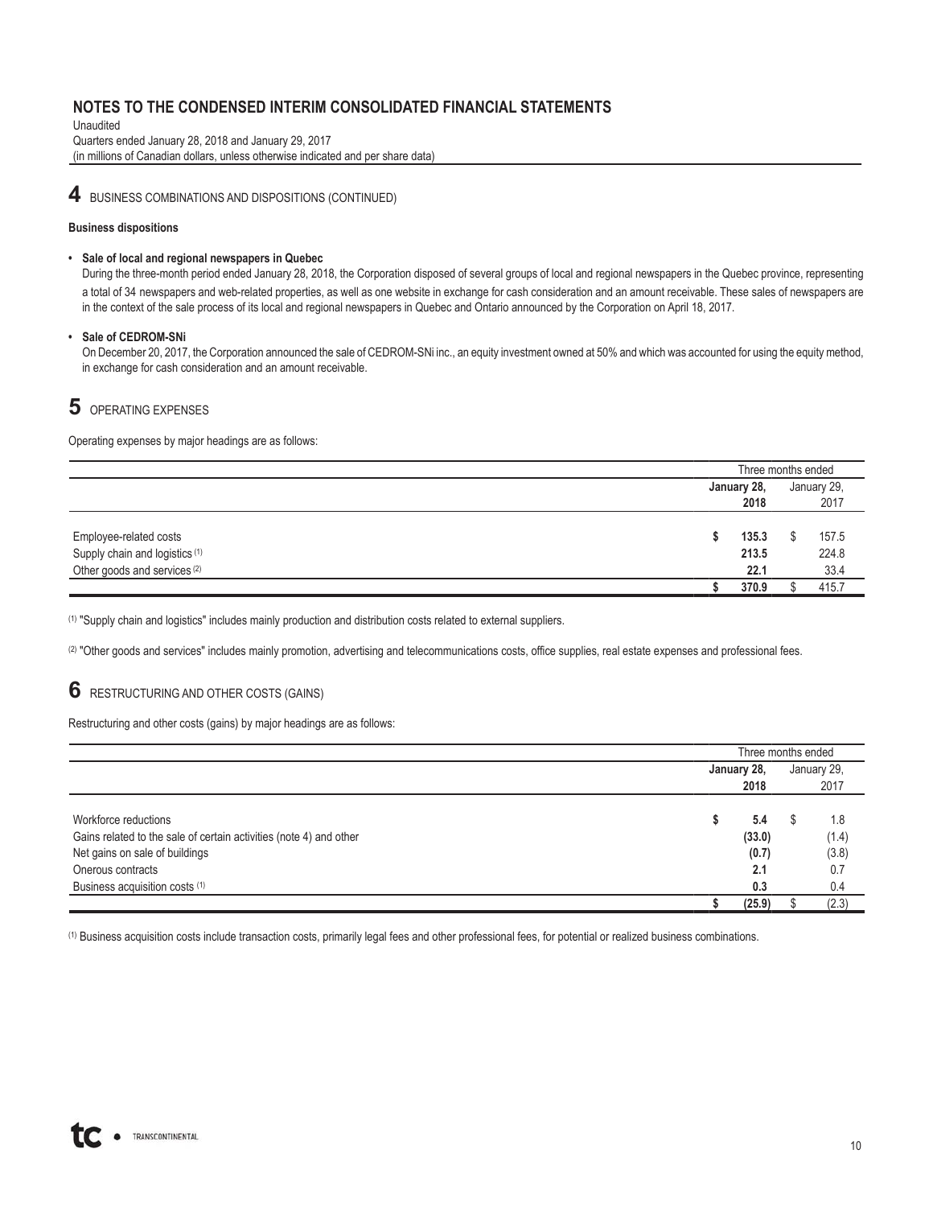# NOTES TO THE CONDENSED INTERIM CONSOLIDATED FINANCIAL STATEMENTS

Unaudited
Quarters ended January 28, 2018 and January 29, 2017
(in millions of Canadian dollars, unless otherwise indicated and per share data)

## 4 BUSINESS COMBINATIONS AND DISPOSITIONS (CONTINUED)

**Business dispositions**

- **Sale of local and regional newspapers in Quebec**
  During the three-month period ended January 28, 2018, the Corporation disposed of several groups of local and regional newspapers in the Quebec province, representing a total of 34 newspapers and web-related properties, as well as one website in exchange for cash consideration and an amount receivable. These sales of newspapers are in the context of the sale process of its local and regional newspapers in Quebec and Ontario announced by the Corporation on April 18, 2017.

- **Sale of CEDROM-SNi**
  On December 20, 2017, the Corporation announced the sale of CEDROM-SNi inc., an equity investment owned at 50% and which was accounted for using the equity method, in exchange for cash consideration and an amount receivable.

## 5 OPERATING EXPENSES

Operating expenses by major headings are as follows:

| | Three months ended | |
|---|---|---|
| | **January 28, 2018** | January 29, 2017 |
| Employee-related costs | **$ 135.3** | $ 157.5 |
| Supply chain and logistics [(1)] | **213.5** | 224.8 |
| Other goods and services [(2)] | **22.1** | 33.4 |
| | **$ 370.9** | $ 415.7 |

[(1)] "Supply chain and logistics" includes mainly production and distribution costs related to external suppliers.

[(2)] "Other goods and services" includes mainly promotion, advertising and telecommunications costs, office supplies, real estate expenses and professional fees.

## 6 RESTRUCTURING AND OTHER COSTS (GAINS)

Restructuring and other costs (gains) by major headings are as follows:

| | Three months ended | |
|---|---|---|
| | **January 28, 2018** | January 29, 2017 |
| Workforce reductions | **$ 5.4** | $ 1.8 |
| Gains related to the sale of certain activities (note 4) and other | **(33.0)** | (1.4) |
| Net gains on sale of buildings | **(0.7)** | (3.8) |
| Onerous contracts | **2.1** | 0.7 |
| Business acquisition costs [(1)] | **0.3** | 0.4 |
| | **$ (25.9)** | $ (2.3) |

[(1)] Business acquisition costs include transaction costs, primarily legal fees and other professional fees, for potential or realized business combinations.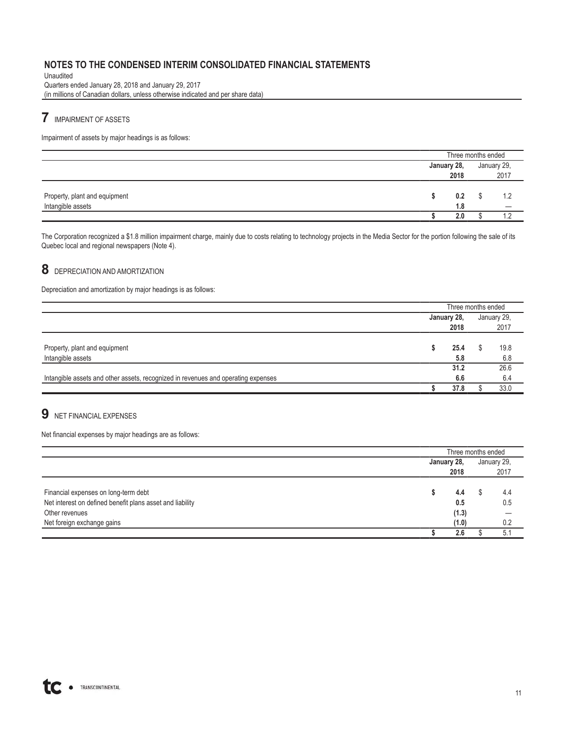## 7 IMPAIRMENT OF ASSETS

Impairment of assets by major headings is as follows:

| | Three months ended | |
|---|---|---|
| | **January 28, 2018** | January 29, 2017 |
| Property, plant and equipment | **$ 0.2** | $ 1.2 |
| Intangible assets | **1.8** | — |
| | **$ 2.0** | $ 1.2 |

The Corporation recognized a $1.8 million impairment charge, mainly due to costs relating to technology projects in the Media Sector for the portion following the sale of its Quebec local and regional newspapers (Note 4).

## 8 DEPRECIATION AND AMORTIZATION

Depreciation and amortization by major headings is as follows:

| | Three months ended | |
|---|---|---|
| | **January 28, 2018** | January 29, 2017 |
| Property, plant and equipment | **$ 25.4** | $ 19.8 |
| Intangible assets | **5.8** | 6.8 |
| | **31.2** | 26.6 |
| Intangible assets and other assets, recognized in revenues and operating expenses | **6.6** | 6.4 |
| | **$ 37.8** | $ 33.0 |

## 9 NET FINANCIAL EXPENSES

Net financial expenses by major headings are as follows:

| | Three months ended | |
|---|---|---|
| | **January 28, 2018** | January 29, 2017 |
| Financial expenses on long-term debt | **$ 4.4** | $ 4.4 |
| Net interest on defined benefit plans asset and liability | **0.5** | 0.5 |
| Other revenues | **(1.3)** | — |
| Net foreign exchange gains | **(1.0)** | 0.2 |
| | **$ 2.6** | $ 5.1 |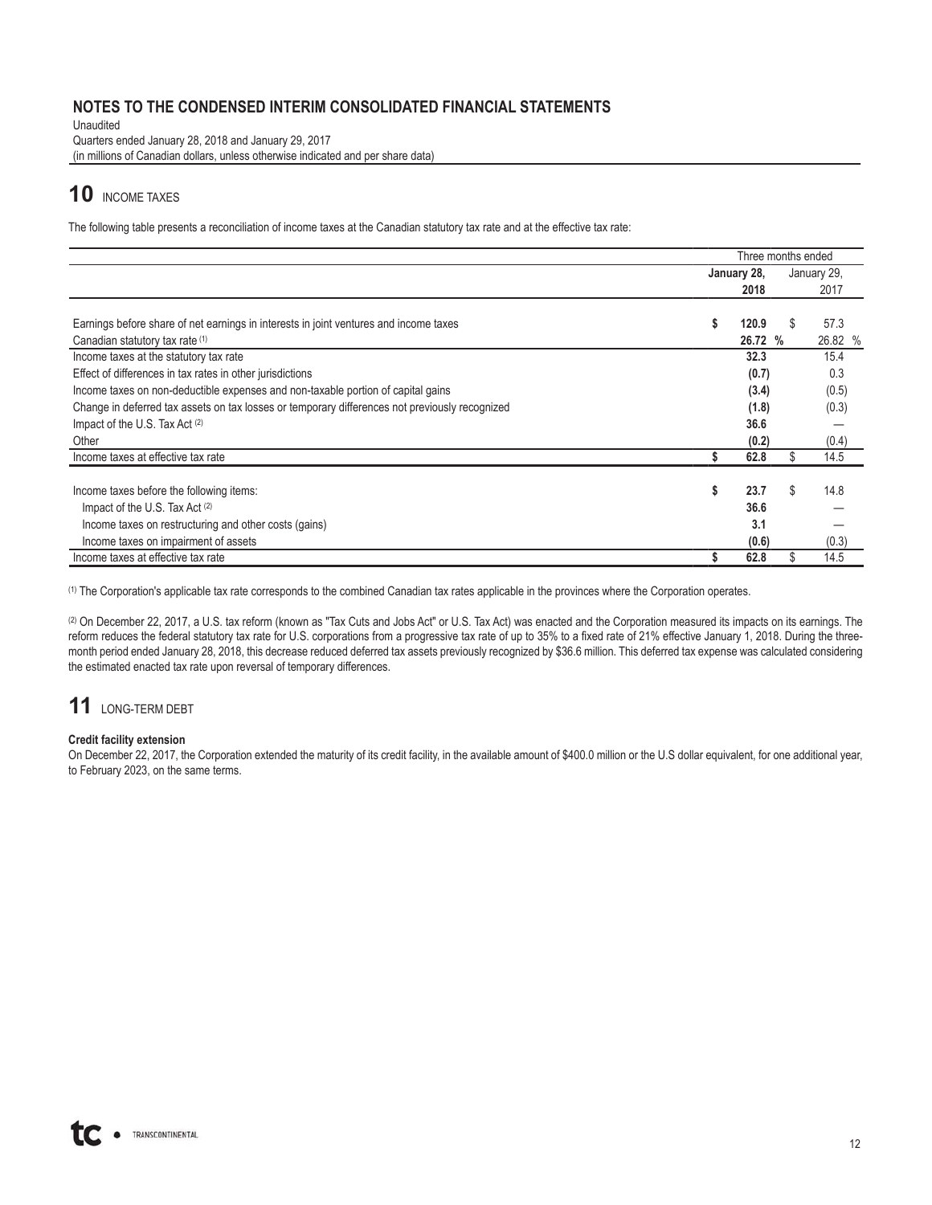# NOTES TO THE CONDENSED INTERIM CONSOLIDATED FINANCIAL STATEMENTS

Unaudited
Quarters ended January 28, 2018 and January 29, 2017
(in millions of Canadian dollars, unless otherwise indicated and per share data)

## 10 INCOME TAXES

The following table presents a reconciliation of income taxes at the Canadian statutory tax rate and at the effective tax rate:

| | Three months ended | |
|---|---|---|
| | **January 28, 2018** | January 29, 2017 |
| Earnings before share of net earnings in interests in joint ventures and income taxes | **$ 120.9** | $ 57.3 |
| Canadian statutory tax rate [(1)] | **26.72 %** | 26.82 % |
| Income taxes at the statutory tax rate | **32.3** | 15.4 |
| Effect of differences in tax rates in other jurisdictions | **(0.7)** | 0.3 |
| Income taxes on non-deductible expenses and non-taxable portion of capital gains | **(3.4)** | (0.5) |
| Change in deferred tax assets on tax losses or temporary differences not previously recognized | **(1.8)** | (0.3) |
| Impact of the U.S. Tax Act [(2)] | **36.6** | — |
| Other | **(0.2)** | (0.4) |
| Income taxes at effective tax rate | **$ 62.8** | $ 14.5 |
| | | |
| Income taxes before the following items: | **$ 23.7** | $ 14.8 |
| Impact of the U.S. Tax Act [(2)] | **36.6** | — |
| Income taxes on restructuring and other costs (gains) | **3.1** | — |
| Income taxes on impairment of assets | **(0.6)** | (0.3) |
| Income taxes at effective tax rate | **$ 62.8** | $ 14.5 |

(1) The Corporation's applicable tax rate corresponds to the combined Canadian tax rates applicable in the provinces where the Corporation operates.

(2) On December 22, 2017, a U.S. tax reform (known as "Tax Cuts and Jobs Act" or U.S. Tax Act) was enacted and the Corporation measured its impacts on its earnings. The reform reduces the federal statutory tax rate for U.S. corporations from a progressive tax rate of up to 35% to a fixed rate of 21% effective January 1, 2018. During the three-month period ended January 28, 2018, this decrease reduced deferred tax assets previously recognized by $36.6 million. This deferred tax expense was calculated considering the estimated enacted tax rate upon reversal of temporary differences.

## 11 LONG-TERM DEBT

**Credit facility extension**

On December 22, 2017, the Corporation extended the maturity of its credit facility, in the available amount of $400.0 million or the U.S dollar equivalent, for one additional year, to February 2023, on the same terms.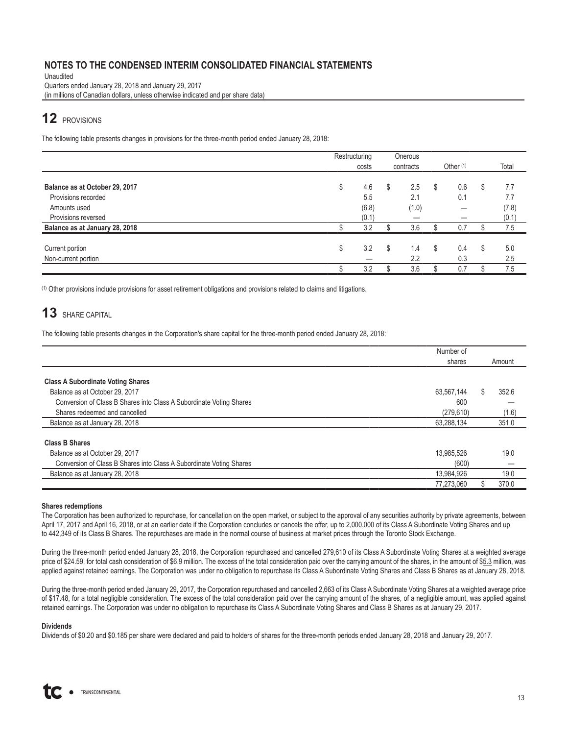# NOTES TO THE CONDENSED INTERIM CONSOLIDATED FINANCIAL STATEMENTS

Unaudited
Quarters ended January 28, 2018 and January 29, 2017
(in millions of Canadian dollars, unless otherwise indicated and per share data)

## 12 PROVISIONS

The following table presents changes in provisions for the three-month period ended January 28, 2018:

| | Restructuring costs | Onerous contracts | Other [1] | Total |
|---|---|---|---|---|
| **Balance as at October 29, 2017** | $ 4.6 | $ 2.5 | $ 0.6 | $ 7.7 |
| Provisions recorded | 5.5 | 2.1 | 0.1 | 7.7 |
| Amounts used | (6.8) | (1.0) | — | (7.8) |
| Provisions reversed | (0.1) | — | — | (0.1) |
| **Balance as at January 28, 2018** | $ 3.2 | $ 3.6 | $ 0.7 | $ 7.5 |
| Current portion | $ 3.2 | $ 1.4 | $ 0.4 | $ 5.0 |
| Non-current portion | — | 2.2 | 0.3 | 2.5 |
| | $ 3.2 | $ 3.6 | $ 0.7 | $ 7.5 |

[1] Other provisions include provisions for asset retirement obligations and provisions related to claims and litigations.

## 13 SHARE CAPITAL

The following table presents changes in the Corporation's share capital for the three-month period ended January 28, 2018:

| | Number of shares | Amount |
|---|---|---|
| **Class A Subordinate Voting Shares** | | |
| Balance as at October 29, 2017 | 63,567,144 | $ 352.6 |
| Conversion of Class B Shares into Class A Subordinate Voting Shares | 600 | — |
| Shares redeemed and cancelled | (279,610) | (1.6) |
| Balance as at January 28, 2018 | 63,288,134 | 351.0 |
| **Class B Shares** | | |
| Balance as at October 29, 2017 | 13,985,526 | 19.0 |
| Conversion of Class B Shares into Class A Subordinate Voting Shares | (600) | — |
| Balance as at January 28, 2018 | 13,984,926 | 19.0 |
| | 77,273,060 | $ 370.0 |

**Shares redemptions**

The Corporation has been authorized to repurchase, for cancellation on the open market, or subject to the approval of any securities authority by private agreements, between April 17, 2017 and April 16, 2018, or at an earlier date if the Corporation concludes or cancels the offer, up to 2,000,000 of its Class A Subordinate Voting Shares and up to 442,349 of its Class B Shares. The repurchases are made in the normal course of business at market prices through the Toronto Stock Exchange.

During the three-month period ended January 28, 2018, the Corporation repurchased and cancelled 279,610 of its Class A Subordinate Voting Shares at a weighted average price of $24.59, for total cash consideration of $6.9 million. The excess of the total consideration paid over the carrying amount of the shares, in the amount of $5.3 million, was applied against retained earnings. The Corporation was under no obligation to repurchase its Class A Subordinate Voting Shares and Class B Shares as at January 28, 2018.

During the three-month period ended January 29, 2017, the Corporation repurchased and cancelled 2,663 of its Class A Subordinate Voting Shares at a weighted average price of $17.48, for a total negligible consideration. The excess of the total consideration paid over the carrying amount of the shares, of a negligible amount, was applied against retained earnings. The Corporation was under no obligation to repurchase its Class A Subordinate Voting Shares and Class B Shares as at January 29, 2017.

**Dividends**

Dividends of $0.20 and $0.185 per share were declared and paid to holders of shares for the three-month periods ended January 28, 2018 and January 29, 2017.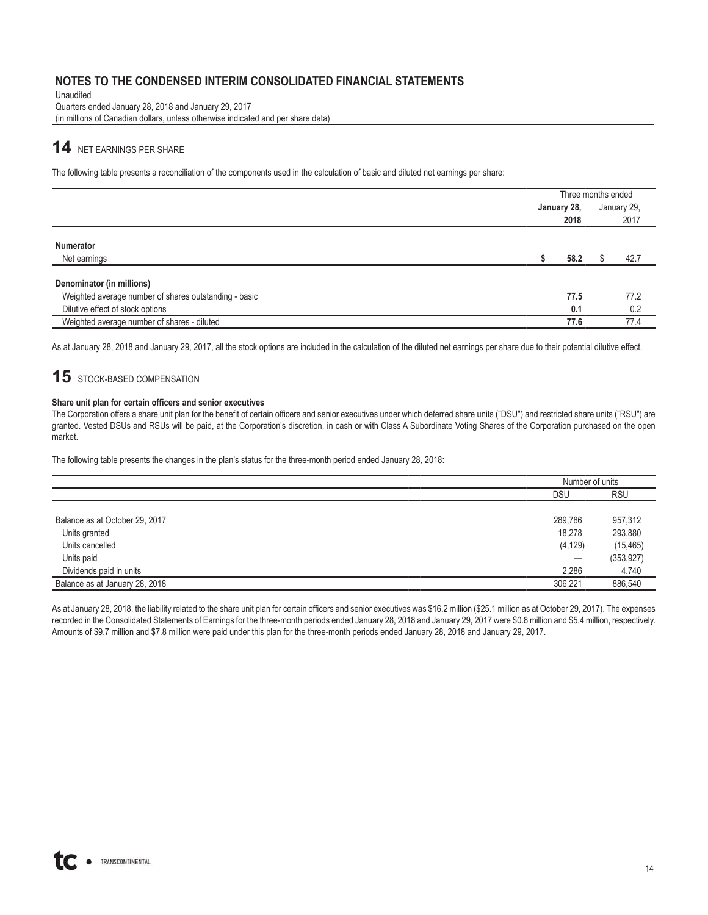# NOTES TO THE CONDENSED INTERIM CONSOLIDATED FINANCIAL STATEMENTS

Unaudited
Quarters ended January 28, 2018 and January 29, 2017
(in millions of Canadian dollars, unless otherwise indicated and per share data)

## 14 NET EARNINGS PER SHARE

The following table presents a reconciliation of the components used in the calculation of basic and diluted net earnings per share:

| | Three months ended | |
|---|---|---|
| | **January 28, 2018** | January 29, 2017 |
| **Numerator** | | |
| Net earnings | **$ 58.2** | $ 42.7 |
| **Denominator (in millions)** | | |
| Weighted average number of shares outstanding - basic | **77.5** | 77.2 |
| Dilutive effect of stock options | **0.1** | 0.2 |
| Weighted average number of shares - diluted | **77.6** | 77.4 |

As at January 28, 2018 and January 29, 2017, all the stock options are included in the calculation of the diluted net earnings per share due to their potential dilutive effect.

## 15 STOCK-BASED COMPENSATION

**Share unit plan for certain officers and senior executives**

The Corporation offers a share unit plan for the benefit of certain officers and senior executives under which deferred share units ("DSU") and restricted share units ("RSU") are granted. Vested DSUs and RSUs will be paid, at the Corporation's discretion, in cash or with Class A Subordinate Voting Shares of the Corporation purchased on the open market.

The following table presents the changes in the plan's status for the three-month period ended January 28, 2018:

| | Number of units | |
|---|---|---|
| | DSU | RSU |
| Balance as at October 29, 2017 | 289,786 | 957,312 |
| Units granted | 18,278 | 293,880 |
| Units cancelled | (4,129) | (15,465) |
| Units paid | — | (353,927) |
| Dividends paid in units | 2,286 | 4,740 |
| Balance as at January 28, 2018 | 306,221 | 886,540 |

As at January 28, 2018, the liability related to the share unit plan for certain officers and senior executives was $16.2 million ($25.1 million as at October 29, 2017). The expenses recorded in the Consolidated Statements of Earnings for the three-month periods ended January 28, 2018 and January 29, 2017 were $0.8 million and $5.4 million, respectively. Amounts of $9.7 million and $7.8 million were paid under this plan for the three-month periods ended January 28, 2018 and January 29, 2017.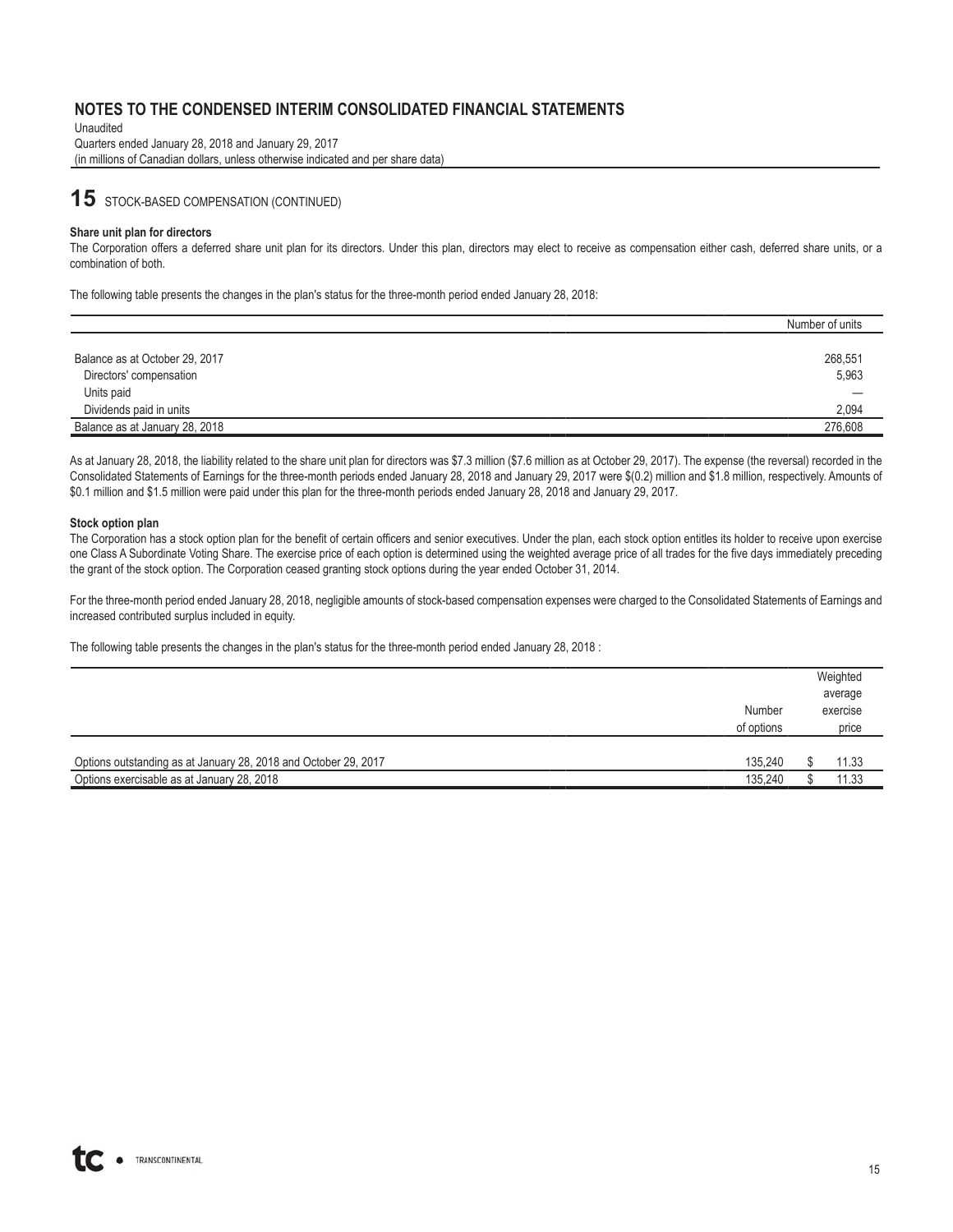# NOTES TO THE CONDENSED INTERIM CONSOLIDATED FINANCIAL STATEMENTS

Unaudited
Quarters ended January 28, 2018 and January 29, 2017
(in millions of Canadian dollars, unless otherwise indicated and per share data)

## 15 STOCK-BASED COMPENSATION (CONTINUED)

**Share unit plan for directors**

The Corporation offers a deferred share unit plan for its directors. Under this plan, directors may elect to receive as compensation either cash, deferred share units, or a combination of both.

The following table presents the changes in the plan's status for the three-month period ended January 28, 2018:

| | Number of units |
|---|---|
| Balance as at October 29, 2017 | 268,551 |
| Directors' compensation | 5,963 |
| Units paid | — |
| Dividends paid in units | 2,094 |
| Balance as at January 28, 2018 | 276,608 |

As at January 28, 2018, the liability related to the share unit plan for directors was $7.3 million ($7.6 million as at October 29, 2017). The expense (the reversal) recorded in the Consolidated Statements of Earnings for the three-month periods ended January 28, 2018 and January 29, 2017 were $(0.2) million and $1.8 million, respectively. Amounts of $0.1 million and $1.5 million were paid under this plan for the three-month periods ended January 28, 2018 and January 29, 2017.

**Stock option plan**

The Corporation has a stock option plan for the benefit of certain officers and senior executives. Under the plan, each stock option entitles its holder to receive upon exercise one Class A Subordinate Voting Share. The exercise price of each option is determined using the weighted average price of all trades for the five days immediately preceding the grant of the stock option. The Corporation ceased granting stock options during the year ended October 31, 2014.

For the three-month period ended January 28, 2018, negligible amounts of stock-based compensation expenses were charged to the Consolidated Statements of Earnings and increased contributed surplus included in equity.

The following table presents the changes in the plan's status for the three-month period ended January 28, 2018 :

| | Number of options | Weighted average exercise price |
|---|---|---|
| Options outstanding as at January 28, 2018 and October 29, 2017 | 135,240 | $ 11.33 |
| Options exercisable as at January 28, 2018 | 135,240 | $ 11.33 |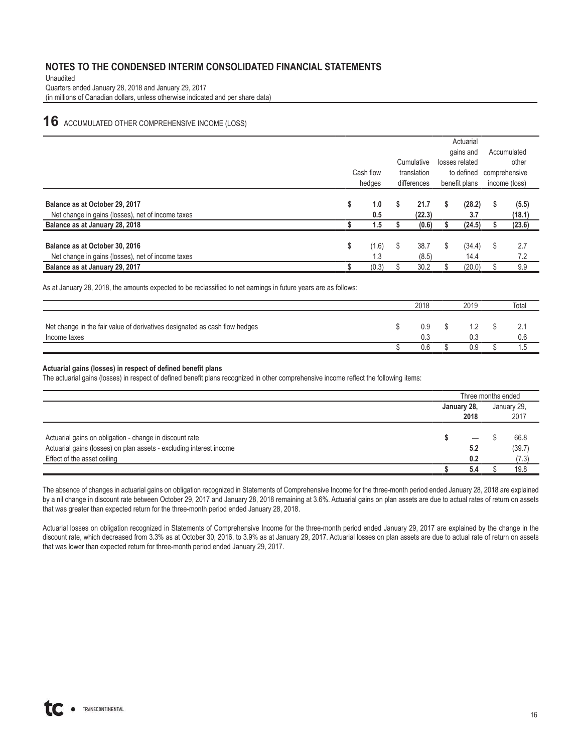# NOTES TO THE CONDENSED INTERIM CONSOLIDATED FINANCIAL STATEMENTS

Unaudited
Quarters ended January 28, 2018 and January 29, 2017
(in millions of Canadian dollars, unless otherwise indicated and per share data)

## 16 ACCUMULATED OTHER COMPREHENSIVE INCOME (LOSS)

| | Cash flow hedges | Cumulative translation differences | Actuarial gains and losses related to defined benefit plans | Accumulated other comprehensive income (loss) |
|---|---|---|---|---|
| **Balance as at October 29, 2017** | **$ 1.0** | **$ 21.7** | **$ (28.2)** | **$ (5.5)** |
| Net change in gains (losses), net of income taxes | **0.5** | **(22.3)** | **3.7** | **(18.1)** |
| **Balance as at January 28, 2018** | **$ 1.5** | **$ (0.6)** | **$ (24.5)** | **$ (23.6)** |
| **Balance as at October 30, 2016** | $ (1.6) | $ 38.7 | $ (34.4) | $ 2.7 |
| Net change in gains (losses), net of income taxes | 1.3 | (8.5) | 14.4 | 7.2 |
| **Balance as at January 29, 2017** | $ (0.3) | $ 30.2 | $ (20.0) | $ 9.9 |

As at January 28, 2018, the amounts expected to be reclassified to net earnings in future years are as follows:

| | 2018 | 2019 | Total |
|---|---|---|---|
| Net change in the fair value of derivatives designated as cash flow hedges | $ 0.9 | $ 1.2 | $ 2.1 |
| Income taxes | 0.3 | 0.3 | 0.6 |
| | $ 0.6 | $ 0.9 | $ 1.5 |

**Actuarial gains (losses) in respect of defined benefit plans**

The actuarial gains (losses) in respect of defined benefit plans recognized in other comprehensive income reflect the following items:

| | Three months ended | |
|---|---|---|
| | **January 28, 2018** | January 29, 2017 |
| Actuarial gains on obligation - change in discount rate | **$ —** | $ 66.8 |
| Actuarial gains (losses) on plan assets - excluding interest income | **5.2** | (39.7) |
| Effect of the asset ceiling | **0.2** | (7.3) |
| | **$ 5.4** | $ 19.8 |

The absence of changes in actuarial gains on obligation recognized in Statements of Comprehensive Income for the three-month period ended January 28, 2018 are explained by a nil change in discount rate between October 29, 2017 and January 28, 2018 remaining at 3.6%. Actuarial gains on plan assets are due to actual rates of return on assets that was greater than expected return for the three-month period ended January 28, 2018.

Actuarial losses on obligation recognized in Statements of Comprehensive Income for the three-month period ended January 29, 2017 are explained by the change in the discount rate, which decreased from 3.3% as at October 30, 2016, to 3.9% as at January 29, 2017. Actuarial losses on plan assets are due to actual rate of return on assets that was lower than expected return for three-month period ended January 29, 2017.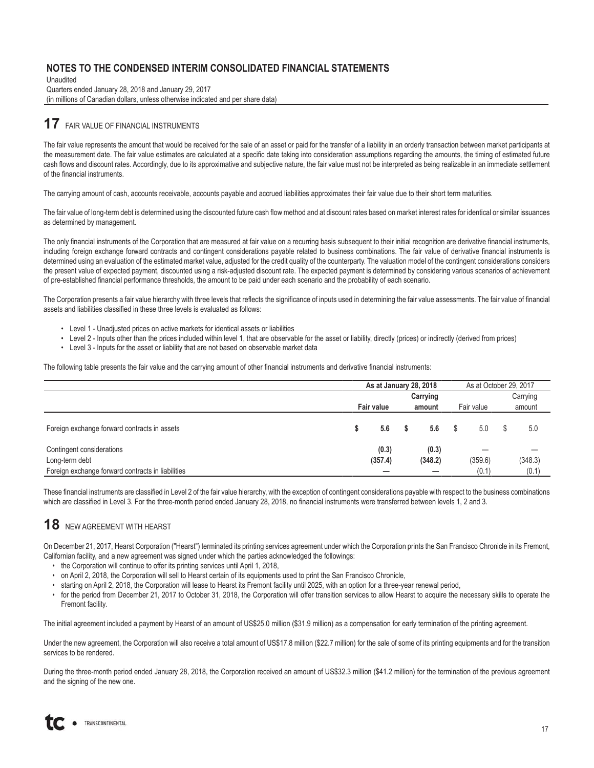# 17 FAIR VALUE OF FINANCIAL INSTRUMENTS

The fair value represents the amount that would be received for the sale of an asset or paid for the transfer of a liability in an orderly transaction between market participants at the measurement date. The fair value estimates are calculated at a specific date taking into consideration assumptions regarding the amounts, the timing of estimated future cash flows and discount rates. Accordingly, due to its approximative and subjective nature, the fair value must not be interpreted as being realizable in an immediate settlement of the financial instruments.

The carrying amount of cash, accounts receivable, accounts payable and accrued liabilities approximates their fair value due to their short term maturities.

The fair value of long-term debt is determined using the discounted future cash flow method and at discount rates based on market interest rates for identical or similar issuances as determined by management.

The only financial instruments of the Corporation that are measured at fair value on a recurring basis subsequent to their initial recognition are derivative financial instruments, including foreign exchange forward contracts and contingent considerations payable related to business combinations. The fair value of derivative financial instruments is determined using an evaluation of the estimated market value, adjusted for the credit quality of the counterparty. The valuation model of the contingent considerations considers the present value of expected payment, discounted using a risk-adjusted discount rate. The expected payment is determined by considering various scenarios of achievement of pre-established financial performance thresholds, the amount to be paid under each scenario and the probability of each scenario.

The Corporation presents a fair value hierarchy with three levels that reflects the significance of inputs used in determining the fair value assessments. The fair value of financial assets and liabilities classified in these three levels is evaluated as follows:

- Level 1 - Unadjusted prices on active markets for identical assets or liabilities
- Level 2 - Inputs other than the prices included within level 1, that are observable for the asset or liability, directly (prices) or indirectly (derived from prices)
- Level 3 - Inputs for the asset or liability that are not based on observable market data

The following table presents the fair value and the carrying amount of other financial instruments and derivative financial instruments:

| | **As at January 28, 2018** | | As at October 29, 2017 | |
|---|---|---|---|---|
| | **Fair value** | **Carrying amount** | Fair value | Carrying amount |
| Foreign exchange forward contracts in assets | **$ 5.6** | **$ 5.6** | $ 5.0 | $ 5.0 |
| Contingent considerations | **(0.3)** | **(0.3)** | — | — |
| Long-term debt | **(357.4)** | **(348.2)** | (359.6) | (348.3) |
| Foreign exchange forward contracts in liabilities | **—** | **—** | (0.1) | (0.1) |

These financial instruments are classified in Level 2 of the fair value hierarchy, with the exception of contingent considerations payable with respect to the business combinations which are classified in Level 3. For the three-month period ended January 28, 2018, no financial instruments were transferred between levels 1, 2 and 3.

# 18 NEW AGREEMENT WITH HEARST

On December 21, 2017, Hearst Corporation ("Hearst") terminated its printing services agreement under which the Corporation prints the San Francisco Chronicle in its Fremont, Californian facility, and a new agreement was signed under which the parties acknowledged the followings:

- the Corporation will continue to offer its printing services until April 1, 2018,
- on April 2, 2018, the Corporation will sell to Hearst certain of its equipments used to print the San Francisco Chronicle,
- starting on April 2, 2018, the Corporation will lease to Hearst its Fremont facility until 2025, with an option for a three-year renewal period,
- for the period from December 21, 2017 to October 31, 2018, the Corporation will offer transition services to allow Hearst to acquire the necessary skills to operate the Fremont facility.

The initial agreement included a payment by Hearst of an amount of US$25.0 million ($31.9 million) as a compensation for early termination of the printing agreement.

Under the new agreement, the Corporation will also receive a total amount of US$17.8 million ($22.7 million) for the sale of some of its printing equipments and for the transition services to be rendered.

During the three-month period ended January 28, 2018, the Corporation received an amount of US$32.3 million ($41.2 million) for the termination of the previous agreement and the signing of the new one.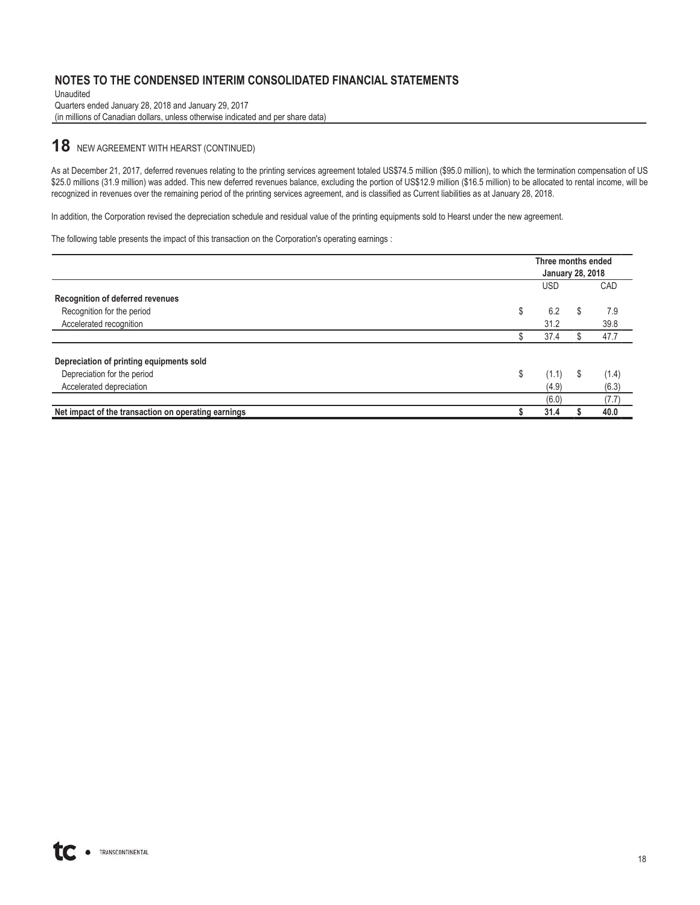## NOTES TO THE CONDENSED INTERIM CONSOLIDATED FINANCIAL STATEMENTS

Unaudited
Quarters ended January 28, 2018 and January 29, 2017
(in millions of Canadian dollars, unless otherwise indicated and per share data)

# 18 NEW AGREEMENT WITH HEARST (CONTINUED)

As at December 21, 2017, deferred revenues relating to the printing services agreement totaled US$74.5 million ($95.0 million), to which the termination compensation of US $25.0 millions (31.9 million) was added. This new deferred revenues balance, excluding the portion of US$12.9 million ($16.5 million) to be allocated to rental income, will be recognized in revenues over the remaining period of the printing services agreement, and is classified as Current liabilities as at January 28, 2018.

In addition, the Corporation revised the depreciation schedule and residual value of the printing equipments sold to Hearst under the new agreement.

The following table presents the impact of this transaction on the Corporation's operating earnings :

| | Three months ended January 28, 2018 | |
|---|---|---|
| | USD | CAD |
| **Recognition of deferred revenues** | | |
| Recognition for the period | $ 6.2 | $ 7.9 |
| Accelerated recognition | 31.2 | 39.8 |
| | $ 37.4 | $ 47.7 |
| **Depreciation of printing equipments sold** | | |
| Depreciation for the period | $ (1.1) | $ (1.4) |
| Accelerated depreciation | (4.9) | (6.3) |
| | (6.0) | (7.7) |
| **Net impact of the transaction on operating earnings** | **$ 31.4** | **$ 40.0** |